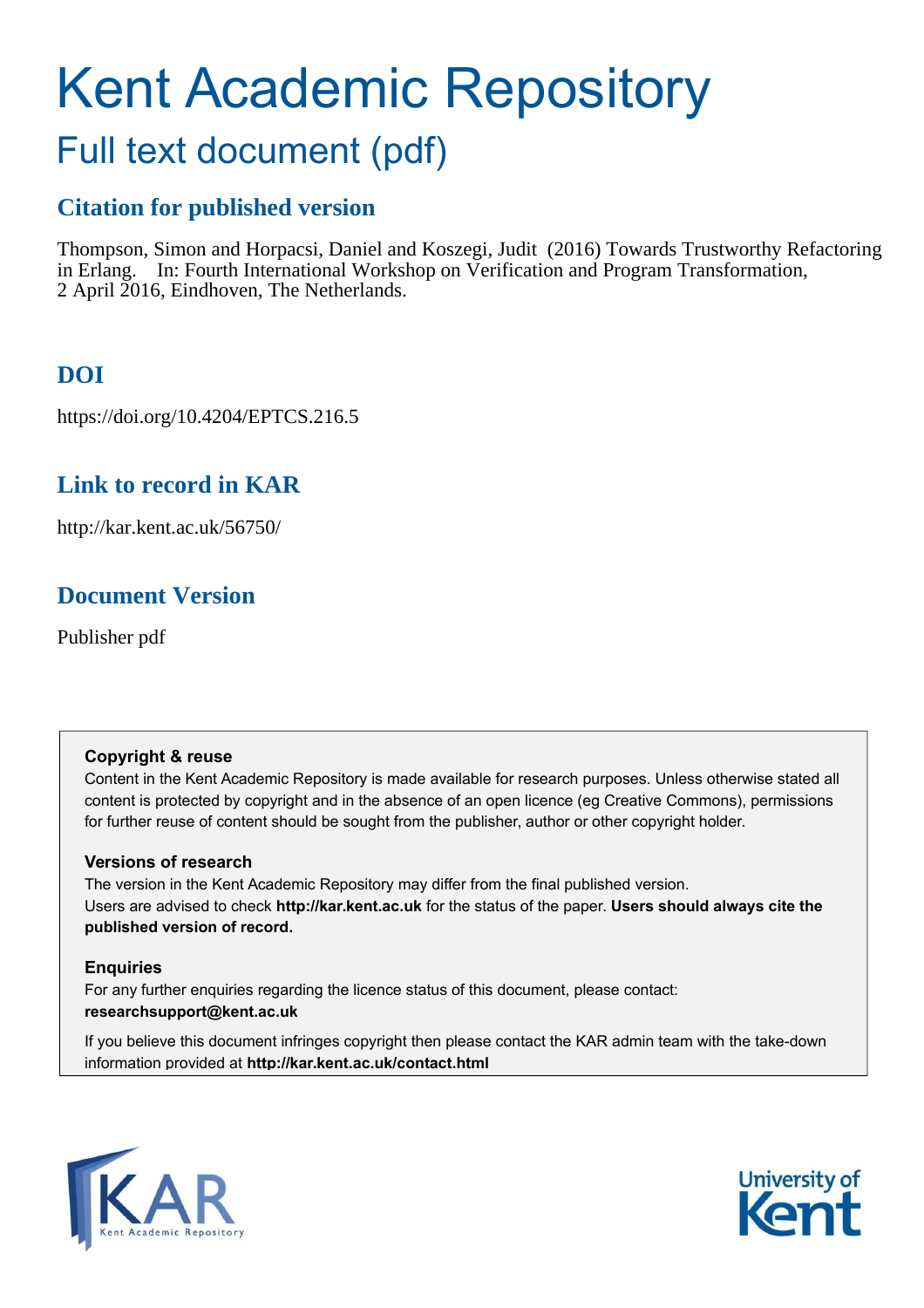# Kent Academic Repository

## Full text document (pdf)

### Citation for published version

Thompson, Simon and Horpacsi, Daniel and Koszegi, Judit (2016) Towards Trustworthy Refactoring in Erlang. In: Fourth International Workshop on Verification and Program Transformation, 2 April 2016, Eindhoven, The Netherlands.

### DOI

https://doi.org/10.4204/EPTCS.216.5

### Link to record in KAR

http://kar.kent.ac.uk/56750/

### Document Version

Publisher pdf

**Copyright & reuse**

Content in the Kent Academic Repository is made available for research purposes. Unless otherwise stated all content is protected by copyright and in the absence of an open licence (eg Creative Commons), permissions for further reuse of content should be sought from the publisher, author or other copyright holder.

**Versions of research**

The version in the Kent Academic Repository may differ from the final published version. Users are advised to check **http://kar.kent.ac.uk** for the status of the paper. **Users should always cite the published version of record.**

**Enquiries**

For any further enquiries regarding the licence status of this document, please contact: **researchsupport@kent.ac.uk**

If you believe this document infringes copyright then please contact the KAR admin team with the take-down information provided at **http://kar.kent.ac.uk/contact.html**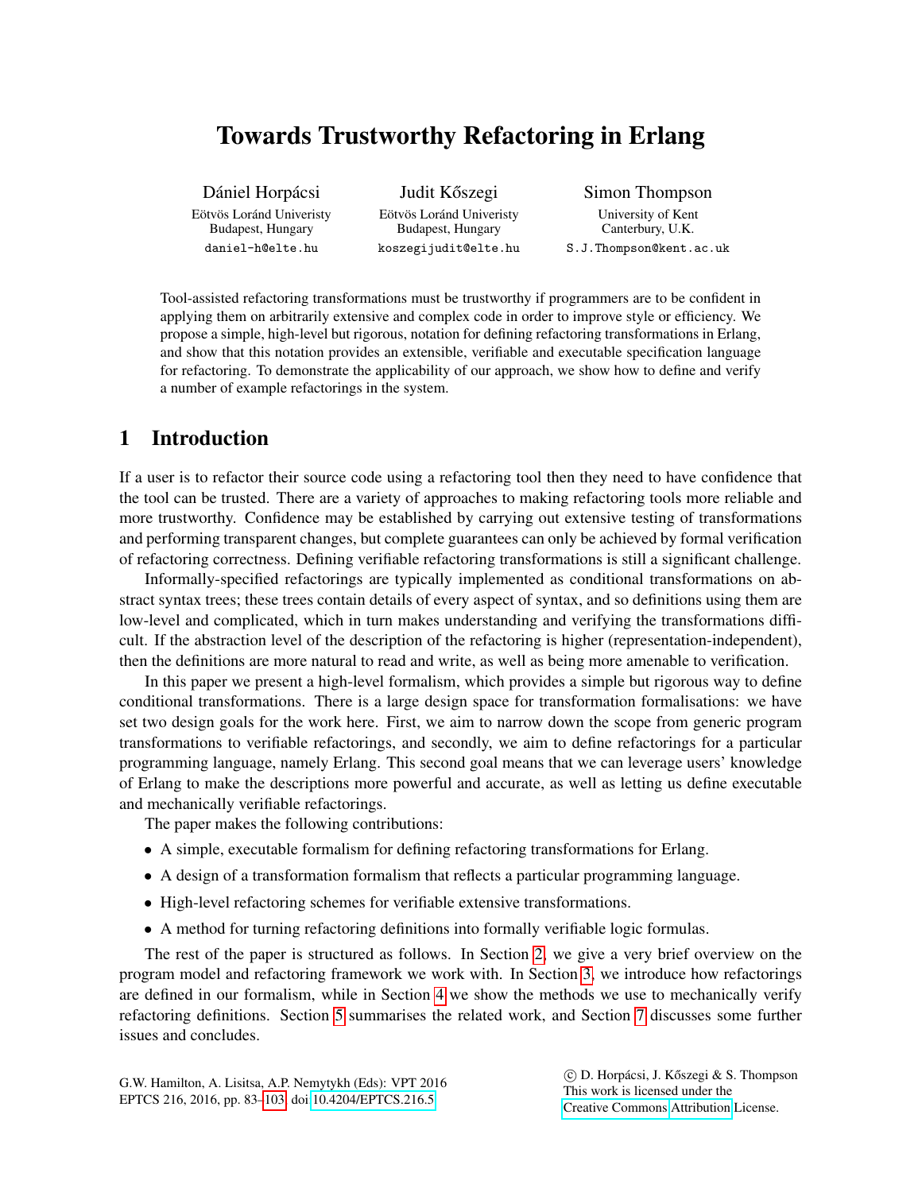# Towards Trustworthy Refactoring in Erlang

Dániel Horpácsi
Eötvös Loránd Univeristy
Budapest, Hungary
daniel-h@elte.hu

Judit Kőszegi
Eötvös Loránd Univeristy
Budapest, Hungary
koszegijudit@elte.hu

Simon Thompson
University of Kent
Canterbury, U.K.
S.J.Thompson@kent.ac.uk

Tool-assisted refactoring transformations must be trustworthy if programmers are to be confident in applying them on arbitrarily extensive and complex code in order to improve style or efficiency. We propose a simple, high-level but rigorous, notation for defining refactoring transformations in Erlang, and show that this notation provides an extensible, verifiable and executable specification language for refactoring. To demonstrate the applicability of our approach, we show how to define and verify a number of example refactorings in the system.

## 1 Introduction

If a user is to refactor their source code using a refactoring tool then they need to have confidence that the tool can be trusted. There are a variety of approaches to making refactoring tools more reliable and more trustworthy. Confidence may be established by carrying out extensive testing of transformations and performing transparent changes, but complete guarantees can only be achieved by formal verification of refactoring correctness. Defining verifiable refactoring transformations is still a significant challenge.

Informally-specified refactorings are typically implemented as conditional transformations on abstract syntax trees; these trees contain details of every aspect of syntax, and so definitions using them are low-level and complicated, which in turn makes understanding and verifying the transformations difficult. If the abstraction level of the description of the refactoring is higher (representation-independent), then the definitions are more natural to read and write, as well as being more amenable to verification.

In this paper we present a high-level formalism, which provides a simple but rigorous way to define conditional transformations. There is a large design space for transformation formalisations: we have set two design goals for the work here. First, we aim to narrow down the scope from generic program transformations to verifiable refactorings, and secondly, we aim to define refactorings for a particular programming language, namely Erlang. This second goal means that we can leverage users' knowledge of Erlang to make the descriptions more powerful and accurate, as well as letting us define executable and mechanically verifiable refactorings.

The paper makes the following contributions:

- A simple, executable formalism for defining refactoring transformations for Erlang.
- A design of a transformation formalism that reflects a particular programming language.
- High-level refactoring schemes for verifiable extensive transformations.
- A method for turning refactoring definitions into formally verifiable logic formulas.

The rest of the paper is structured as follows. In Section 2, we give a very brief overview on the program model and refactoring framework we work with. In Section 3, we introduce how refactorings are defined in our formalism, while in Section 4 we show the methods we use to mechanically verify refactoring definitions. Section 5 summarises the related work, and Section 7 discusses some further issues and concludes.

G.W. Hamilton, A. Lisitsa, A.P. Nemytykh (Eds): VPT 2016
EPTCS 216, 2016, pp. 83–103, doi:10.4204/EPTCS.216.5

© D. Horpácsi, J. Kőszegi & S. Thompson
This work is licensed under the Creative Commons Attribution License.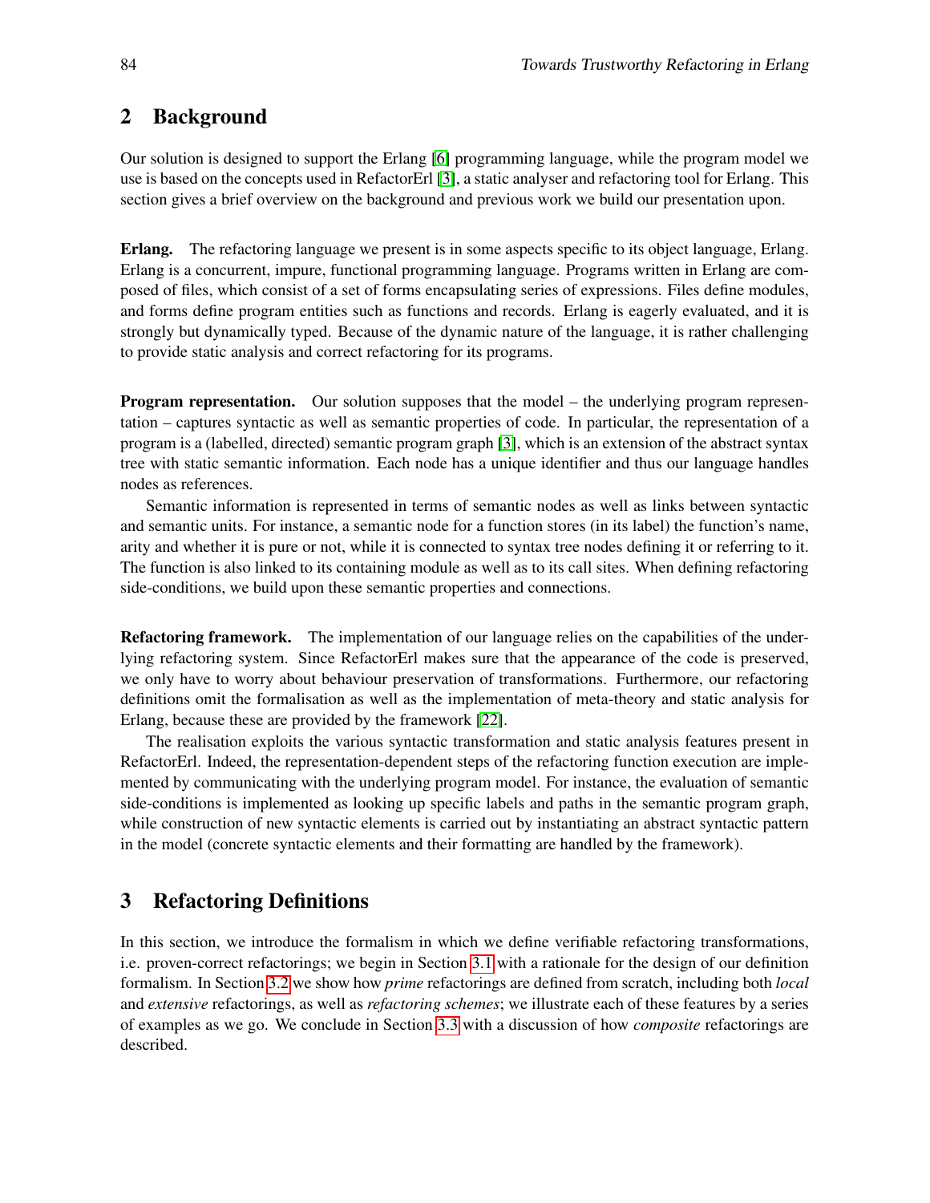## 2 Background

Our solution is designed to support the Erlang [6] programming language, while the program model we use is based on the concepts used in RefactorErl [3], a static analyser and refactoring tool for Erlang. This section gives a brief overview on the background and previous work we build our presentation upon.

**Erlang.** The refactoring language we present is in some aspects specific to its object language, Erlang. Erlang is a concurrent, impure, functional programming language. Programs written in Erlang are composed of files, which consist of a set of forms encapsulating series of expressions. Files define modules, and forms define program entities such as functions and records. Erlang is eagerly evaluated, and it is strongly but dynamically typed. Because of the dynamic nature of the language, it is rather challenging to provide static analysis and correct refactoring for its programs.

**Program representation.** Our solution supposes that the model – the underlying program representation – captures syntactic as well as semantic properties of code. In particular, the representation of a program is a (labelled, directed) semantic program graph [3], which is an extension of the abstract syntax tree with static semantic information. Each node has a unique identifier and thus our language handles nodes as references.

Semantic information is represented in terms of semantic nodes as well as links between syntactic and semantic units. For instance, a semantic node for a function stores (in its label) the function's name, arity and whether it is pure or not, while it is connected to syntax tree nodes defining it or referring to it. The function is also linked to its containing module as well as to its call sites. When defining refactoring side-conditions, we build upon these semantic properties and connections.

**Refactoring framework.** The implementation of our language relies on the capabilities of the underlying refactoring system. Since RefactorErl makes sure that the appearance of the code is preserved, we only have to worry about behaviour preservation of transformations. Furthermore, our refactoring definitions omit the formalisation as well as the implementation of meta-theory and static analysis for Erlang, because these are provided by the framework [22].

The realisation exploits the various syntactic transformation and static analysis features present in RefactorErl. Indeed, the representation-dependent steps of the refactoring function execution are implemented by communicating with the underlying program model. For instance, the evaluation of semantic side-conditions is implemented as looking up specific labels and paths in the semantic program graph, while construction of new syntactic elements is carried out by instantiating an abstract syntactic pattern in the model (concrete syntactic elements and their formatting are handled by the framework).

## 3 Refactoring Definitions

In this section, we introduce the formalism in which we define verifiable refactoring transformations, i.e. proven-correct refactorings; we begin in Section 3.1 with a rationale for the design of our definition formalism. In Section 3.2 we show how *prime* refactorings are defined from scratch, including both *local* and *extensive* refactorings, as well as *refactoring schemes*; we illustrate each of these features by a series of examples as we go. We conclude in Section 3.3 with a discussion of how *composite* refactorings are described.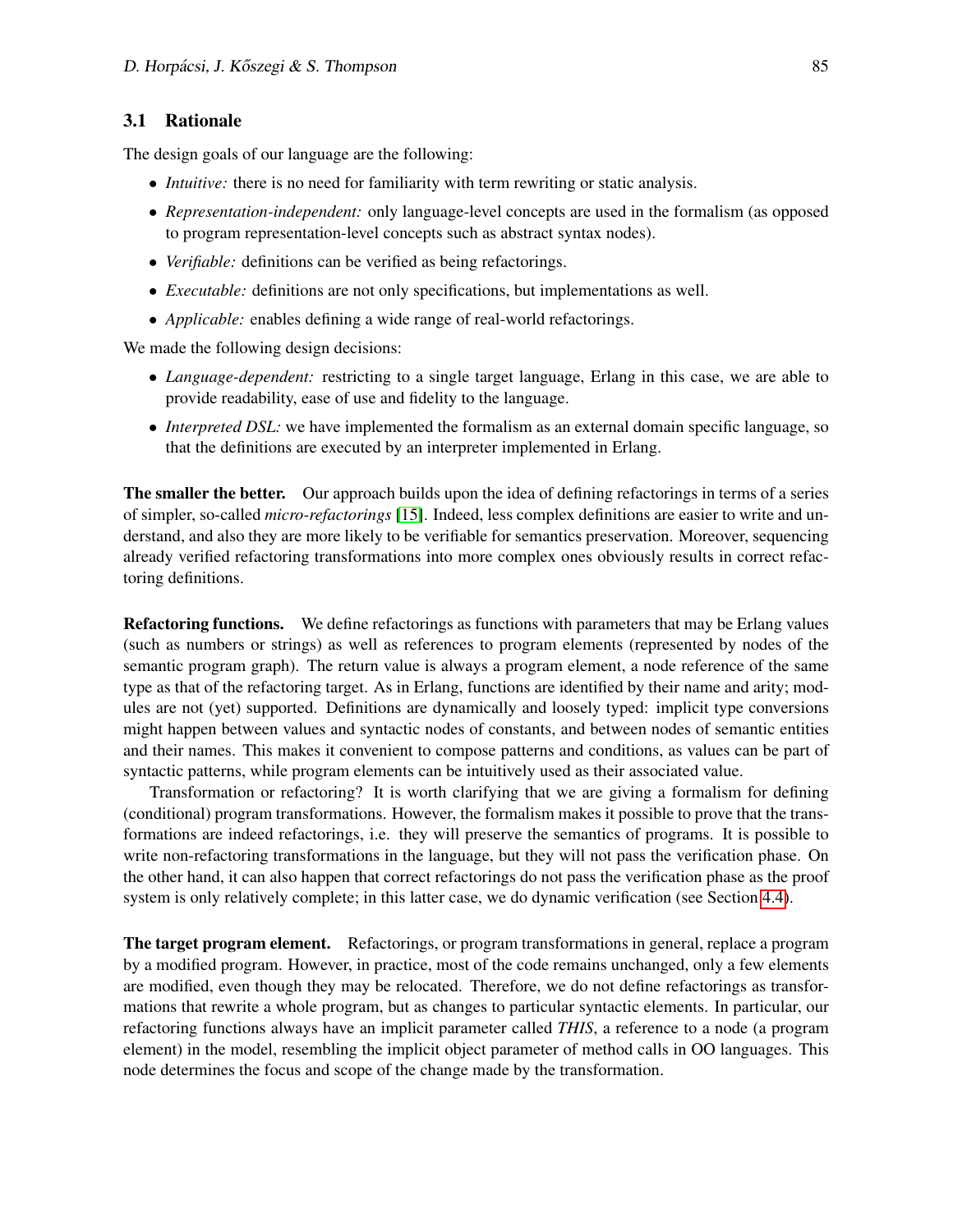### 3.1 Rationale

The design goals of our language are the following:

- *Intuitive:* there is no need for familiarity with term rewriting or static analysis.
- *Representation-independent:* only language-level concepts are used in the formalism (as opposed to program representation-level concepts such as abstract syntax nodes).
- *Verifiable:* definitions can be verified as being refactorings.
- *Executable:* definitions are not only specifications, but implementations as well.
- *Applicable:* enables defining a wide range of real-world refactorings.

We made the following design decisions:

- *Language-dependent:* restricting to a single target language, Erlang in this case, we are able to provide readability, ease of use and fidelity to the language.
- *Interpreted DSL:* we have implemented the formalism as an external domain specific language, so that the definitions are executed by an interpreter implemented in Erlang.

**The smaller the better.** Our approach builds upon the idea of defining refactorings in terms of a series of simpler, so-called *micro-refactorings* [15]. Indeed, less complex definitions are easier to write and understand, and also they are more likely to be verifiable for semantics preservation. Moreover, sequencing already verified refactoring transformations into more complex ones obviously results in correct refactoring definitions.

**Refactoring functions.** We define refactorings as functions with parameters that may be Erlang values (such as numbers or strings) as well as references to program elements (represented by nodes of the semantic program graph). The return value is always a program element, a node reference of the same type as that of the refactoring target. As in Erlang, functions are identified by their name and arity; modules are not (yet) supported. Definitions are dynamically and loosely typed: implicit type conversions might happen between values and syntactic nodes of constants, and between nodes of semantic entities and their names. This makes it convenient to compose patterns and conditions, as values can be part of syntactic patterns, while program elements can be intuitively used as their associated value.

Transformation or refactoring? It is worth clarifying that we are giving a formalism for defining (conditional) program transformations. However, the formalism makes it possible to prove that the transformations are indeed refactorings, i.e. they will preserve the semantics of programs. It is possible to write non-refactoring transformations in the language, but they will not pass the verification phase. On the other hand, it can also happen that correct refactorings do not pass the verification phase as the proof system is only relatively complete; in this latter case, we do dynamic verification (see Section 4.4).

**The target program element.** Refactorings, or program transformations in general, replace a program by a modified program. However, in practice, most of the code remains unchanged, only a few elements are modified, even though they may be relocated. Therefore, we do not define refactorings as transformations that rewrite a whole program, but as changes to particular syntactic elements. In particular, our refactoring functions always have an implicit parameter called *THIS*, a reference to a node (a program element) in the model, resembling the implicit object parameter of method calls in OO languages. This node determines the focus and scope of the change made by the transformation.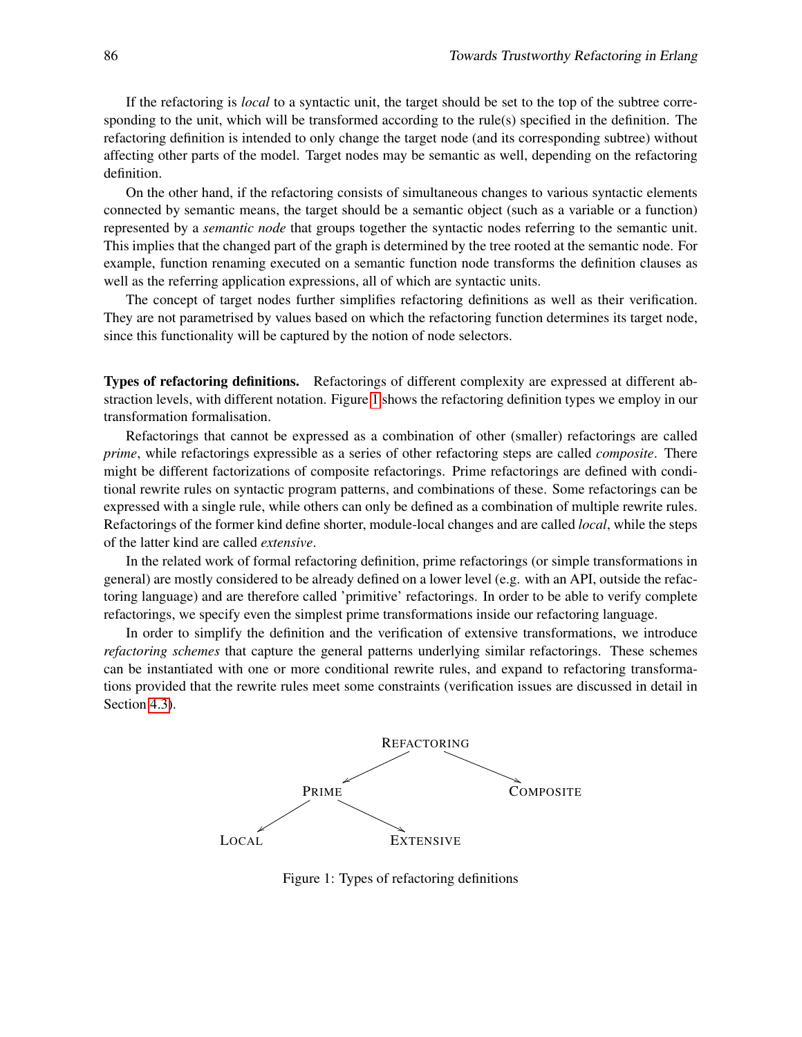If the refactoring is *local* to a syntactic unit, the target should be set to the top of the subtree corresponding to the unit, which will be transformed according to the rule(s) specified in the definition. The refactoring definition is intended to only change the target node (and its corresponding subtree) without affecting other parts of the model. Target nodes may be semantic as well, depending on the refactoring definition.

On the other hand, if the refactoring consists of simultaneous changes to various syntactic elements connected by semantic means, the target should be a semantic object (such as a variable or a function) represented by a *semantic node* that groups together the syntactic nodes referring to the semantic unit. This implies that the changed part of the graph is determined by the tree rooted at the semantic node. For example, function renaming executed on a semantic function node transforms the definition clauses as well as the referring application expressions, all of which are syntactic units.

The concept of target nodes further simplifies refactoring definitions as well as their verification. They are not parametrised by values based on which the refactoring function determines its target node, since this functionality will be captured by the notion of node selectors.

**Types of refactoring definitions.** Refactorings of different complexity are expressed at different abstraction levels, with different notation. Figure 1 shows the refactoring definition types we employ in our transformation formalisation.

Refactorings that cannot be expressed as a combination of other (smaller) refactorings are called *prime*, while refactorings expressible as a series of other refactoring steps are called *composite*. There might be different factorizations of composite refactorings. Prime refactorings are defined with conditional rewrite rules on syntactic program patterns, and combinations of these. Some refactorings can be expressed with a single rule, while others can only be defined as a combination of multiple rewrite rules. Refactorings of the former kind define shorter, module-local changes and are called *local*, while the steps of the latter kind are called *extensive*.

In the related work of formal refactoring definition, prime refactorings (or simple transformations in general) are mostly considered to be already defined on a lower level (e.g. with an API, outside the refactoring language) and are therefore called 'primitive' refactorings. In order to be able to verify complete refactorings, we specify even the simplest prime transformations inside our refactoring language.

In order to simplify the definition and the verification of extensive transformations, we introduce *refactoring schemes* that capture the general patterns underlying similar refactorings. These schemes can be instantiated with one or more conditional rewrite rules, and expand to refactoring transformations provided that the rewrite rules meet some constraints (verification issues are discussed in detail in Section 4.3).

```
                 REFACTORING
                /           \
           PRIME             COMPOSITE
          /     \
     LOCAL       EXTENSIVE
```

Figure 1: Types of refactoring definitions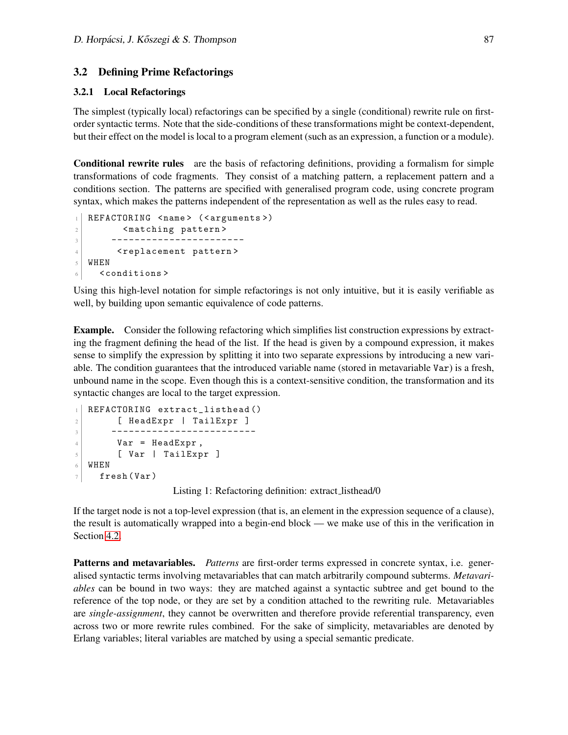### 3.2 Defining Prime Refactorings

#### 3.2.1 Local Refactorings

The simplest (typically local) refactorings can be specified by a single (conditional) rewrite rule on first-order syntactic terms. Note that the side-conditions of these transformations might be context-dependent, but their effect on the model is local to a program element (such as an expression, a function or a module).

**Conditional rewrite rules** are the basis of refactoring definitions, providing a formalism for simple transformations of code fragments. They consist of a matching pattern, a replacement pattern and a conditions section. The patterns are specified with generalised program code, using concrete program syntax, which makes the patterns independent of the representation as well as the rules easy to read.

```
REFACTORING <name> (<arguments>)
      <matching pattern>
    ----------------------
     <replacement pattern>
WHEN
  <conditions>
```

Using this high-level notation for simple refactorings is not only intuitive, but it is easily verifiable as well, by building upon semantic equivalence of code patterns.

**Example.** Consider the following refactoring which simplifies list construction expressions by extracting the fragment defining the head of the list. If the head is given by a compound expression, it makes sense to simplify the expression by splitting it into two separate expressions by introducing a new variable. The condition guarantees that the introduced variable name (stored in metavariable `Var`) is a fresh, unbound name in the scope. Even though this is a context-sensitive condition, the transformation and its syntactic changes are local to the target expression.

```
REFACTORING extract_listhead()
     [ HeadExpr | TailExpr ]
    ------------------------
     Var = HeadExpr,
     [ Var | TailExpr ]
WHEN
  fresh(Var)
```

Listing 1: Refactoring definition: extract_listhead/0

If the target node is not a top-level expression (that is, an element in the expression sequence of a clause), the result is automatically wrapped into a begin-end block — we make use of this in the verification in Section 4.2.

**Patterns and metavariables.** *Patterns* are first-order terms expressed in concrete syntax, i.e. generalised syntactic terms involving metavariables that can match arbitrarily compound subterms. *Metavariables* can be bound in two ways: they are matched against a syntactic subtree and get bound to the reference of the top node, or they are set by a condition attached to the rewriting rule. Metavariables are *single-assignment*, they cannot be overwritten and therefore provide referential transparency, even across two or more rewrite rules combined. For the sake of simplicity, metavariables are denoted by Erlang variables; literal variables are matched by using a special semantic predicate.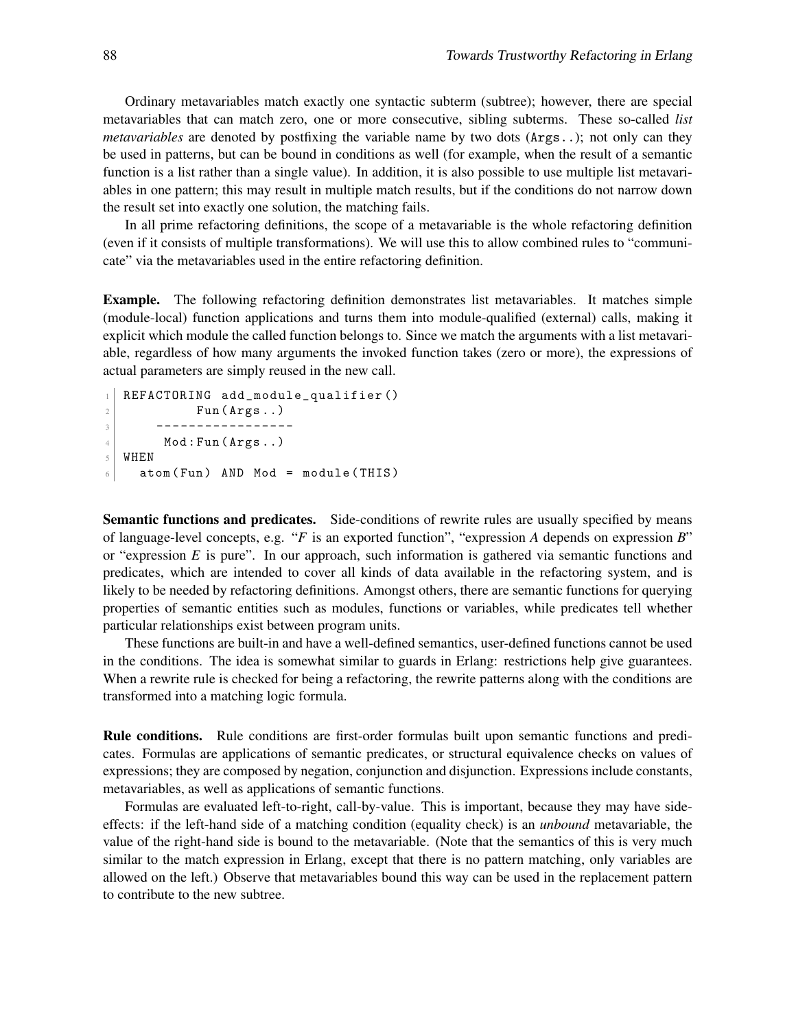Ordinary metavariables match exactly one syntactic subterm (subtree); however, there are special metavariables that can match zero, one or more consecutive, sibling subterms. These so-called *list metavariables* are denoted by postfixing the variable name by two dots (`Args..`); not only can they be used in patterns, but can be bound in conditions as well (for example, when the result of a semantic function is a list rather than a single value). In addition, it is also possible to use multiple list metavariables in one pattern; this may result in multiple match results, but if the conditions do not narrow down the result set into exactly one solution, the matching fails.

In all prime refactoring definitions, the scope of a metavariable is the whole refactoring definition (even if it consists of multiple transformations). We will use this to allow combined rules to "communicate" via the metavariables used in the entire refactoring definition.

**Example.** The following refactoring definition demonstrates list metavariables. It matches simple (module-local) function applications and turns them into module-qualified (external) calls, making it explicit which module the called function belongs to. Since we match the arguments with a list metavariable, regardless of how many arguments the invoked function takes (zero or more), the expressions of actual parameters are simply reused in the new call.

```
REFACTORING add_module_qualifier()
           Fun(Args..)
      -----------------
        Mod:Fun(Args..)
WHEN
  atom(Fun) AND Mod = module(THIS)
```

**Semantic functions and predicates.** Side-conditions of rewrite rules are usually specified by means of language-level concepts, e.g. "*F* is an exported function", "expression *A* depends on expression *B*" or "expression *E* is pure". In our approach, such information is gathered via semantic functions and predicates, which are intended to cover all kinds of data available in the refactoring system, and is likely to be needed by refactoring definitions. Amongst others, there are semantic functions for querying properties of semantic entities such as modules, functions or variables, while predicates tell whether particular relationships exist between program units.

These functions are built-in and have a well-defined semantics, user-defined functions cannot be used in the conditions. The idea is somewhat similar to guards in Erlang: restrictions help give guarantees. When a rewrite rule is checked for being a refactoring, the rewrite patterns along with the conditions are transformed into a matching logic formula.

**Rule conditions.** Rule conditions are first-order formulas built upon semantic functions and predicates. Formulas are applications of semantic predicates, or structural equivalence checks on values of expressions; they are composed by negation, conjunction and disjunction. Expressions include constants, metavariables, as well as applications of semantic functions.

Formulas are evaluated left-to-right, call-by-value. This is important, because they may have side-effects: if the left-hand side of a matching condition (equality check) is an *unbound* metavariable, the value of the right-hand side is bound to the metavariable. (Note that the semantics of this is very much similar to the match expression in Erlang, except that there is no pattern matching, only variables are allowed on the left.) Observe that metavariables bound this way can be used in the replacement pattern to contribute to the new subtree.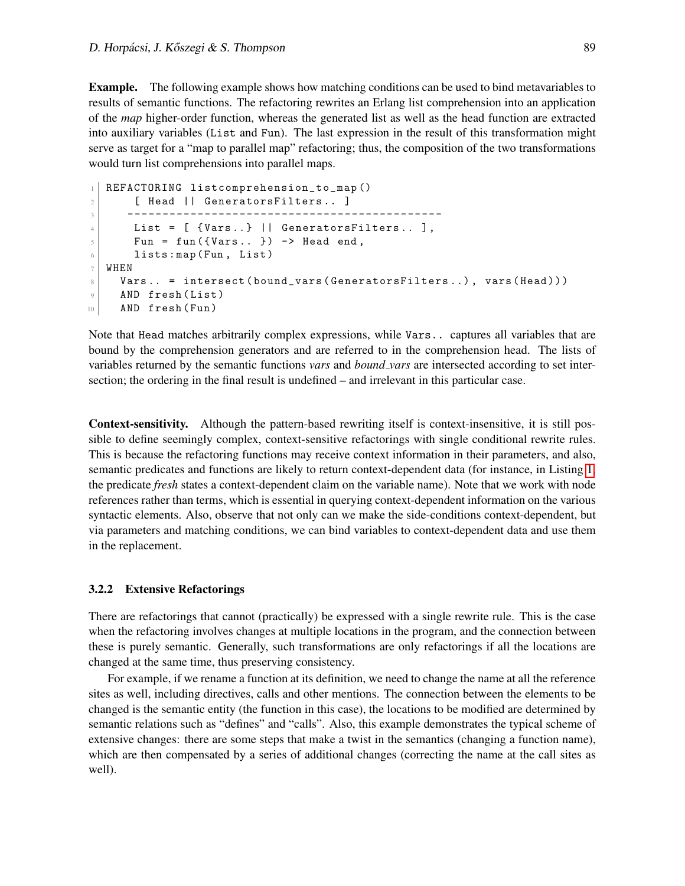**Example.** The following example shows how matching conditions can be used to bind metavariables to results of semantic functions. The refactoring rewrites an Erlang list comprehension into an application of the *map* higher-order function, whereas the generated list as well as the head function are extracted into auxiliary variables (`List` and `Fun`). The last expression in the result of this transformation might serve as target for a "map to parallel map" refactoring; thus, the composition of the two transformations would turn list comprehensions into parallel maps.

```
REFACTORING listcomprehension_to_map()
    [ Head || GeneratorsFilters.. ]
   -------------------------------------------
    List = [ {Vars..} || GeneratorsFilters.. ],
    Fun = fun({Vars.. }) -> Head end,
    lists:map(Fun, List)
WHEN
  Vars.. = intersect(bound_vars(GeneratorsFilters..), vars(Head)))
  AND fresh(List)
  AND fresh(Fun)
```

Note that `Head` matches arbitrarily complex expressions, while `Vars..` captures all variables that are bound by the comprehension generators and are referred to in the comprehension head. The lists of variables returned by the semantic functions *vars* and *bound_vars* are intersected according to set intersection; the ordering in the final result is undefined – and irrelevant in this particular case.

**Context-sensitivity.** Although the pattern-based rewriting itself is context-insensitive, it is still possible to define seemingly complex, context-sensitive refactorings with single conditional rewrite rules. This is because the refactoring functions may receive context information in their parameters, and also, semantic predicates and functions are likely to return context-dependent data (for instance, in Listing 1, the predicate *fresh* states a context-dependent claim on the variable name). Note that we work with node references rather than terms, which is essential in querying context-dependent information on the various syntactic elements. Also, observe that not only can we make the side-conditions context-dependent, but via parameters and matching conditions, we can bind variables to context-dependent data and use them in the replacement.

### 3.2.2 Extensive Refactorings

There are refactorings that cannot (practically) be expressed with a single rewrite rule. This is the case when the refactoring involves changes at multiple locations in the program, and the connection between these is purely semantic. Generally, such transformations are only refactorings if all the locations are changed at the same time, thus preserving consistency.

For example, if we rename a function at its definition, we need to change the name at all the reference sites as well, including directives, calls and other mentions. The connection between the elements to be changed is the semantic entity (the function in this case), the locations to be modified are determined by semantic relations such as "defines" and "calls". Also, this example demonstrates the typical scheme of extensive changes: there are some steps that make a twist in the semantics (changing a function name), which are then compensated by a series of additional changes (correcting the name at the call sites as well).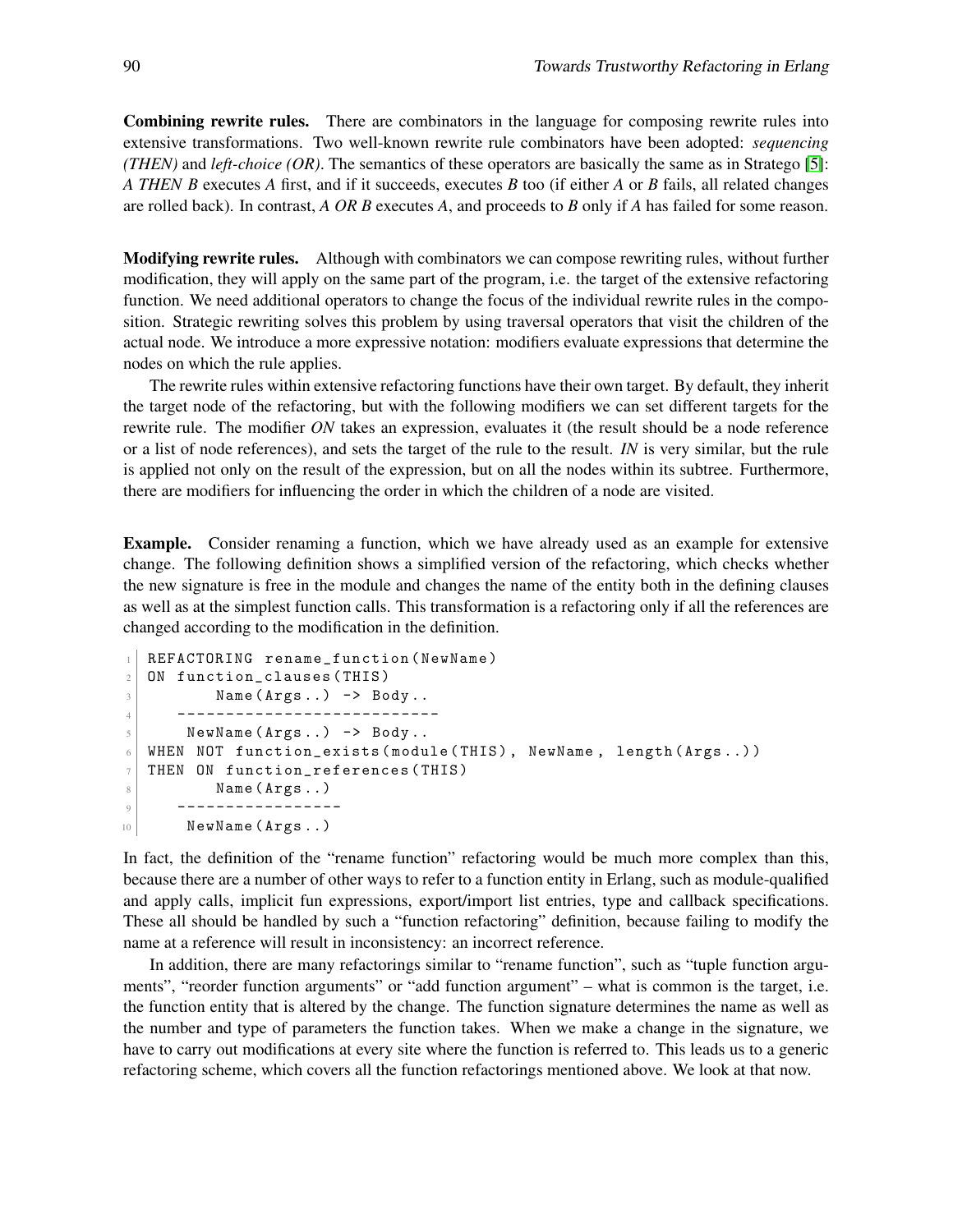**Combining rewrite rules.** There are combinators in the language for composing rewrite rules into extensive transformations. Two well-known rewrite rule combinators have been adopted: *sequencing (THEN)* and *left-choice (OR)*. The semantics of these operators are basically the same as in Stratego [5]: *A THEN B* executes *A* first, and if it succeeds, executes *B* too (if either *A* or *B* fails, all related changes are rolled back). In contrast, *A OR B* executes *A*, and proceeds to *B* only if *A* has failed for some reason.

**Modifying rewrite rules.** Although with combinators we can compose rewriting rules, without further modification, they will apply on the same part of the program, i.e. the target of the extensive refactoring function. We need additional operators to change the focus of the individual rewrite rules in the composition. Strategic rewriting solves this problem by using traversal operators that visit the children of the actual node. We introduce a more expressive notation: modifiers evaluate expressions that determine the nodes on which the rule applies.

The rewrite rules within extensive refactoring functions have their own target. By default, they inherit the target node of the refactoring, but with the following modifiers we can set different targets for the rewrite rule. The modifier *ON* takes an expression, evaluates it (the result should be a node reference or a list of node references), and sets the target of the rule to the result. *IN* is very similar, but the rule is applied not only on the result of the expression, but on all the nodes within its subtree. Furthermore, there are modifiers for influencing the order in which the children of a node are visited.

**Example.** Consider renaming a function, which we have already used as an example for extensive change. The following definition shows a simplified version of the refactoring, which checks whether the new signature is free in the module and changes the name of the entity both in the defining clauses as well as at the simplest function calls. This transformation is a refactoring only if all the references are changed according to the modification in the definition.

```
REFACTORING rename_function(NewName)
ON function_clauses(THIS)
        Name(Args..) -> Body..
    --------------------------
      NewName(Args..) -> Body..
WHEN NOT function_exists(module(THIS), NewName, length(Args..))
THEN ON function_references(THIS)
        Name(Args..)
    -----------------
      NewName(Args..)
```

In fact, the definition of the "rename function" refactoring would be much more complex than this, because there are a number of other ways to refer to a function entity in Erlang, such as module-qualified and apply calls, implicit fun expressions, export/import list entries, type and callback specifications. These all should be handled by such a "function refactoring" definition, because failing to modify the name at a reference will result in inconsistency: an incorrect reference.

In addition, there are many refactorings similar to "rename function", such as "tuple function arguments", "reorder function arguments" or "add function argument" – what is common is the target, i.e. the function entity that is altered by the change. The function signature determines the name as well as the number and type of parameters the function takes. When we make a change in the signature, we have to carry out modifications at every site where the function is referred to. This leads us to a generic refactoring scheme, which covers all the function refactorings mentioned above. We look at that now.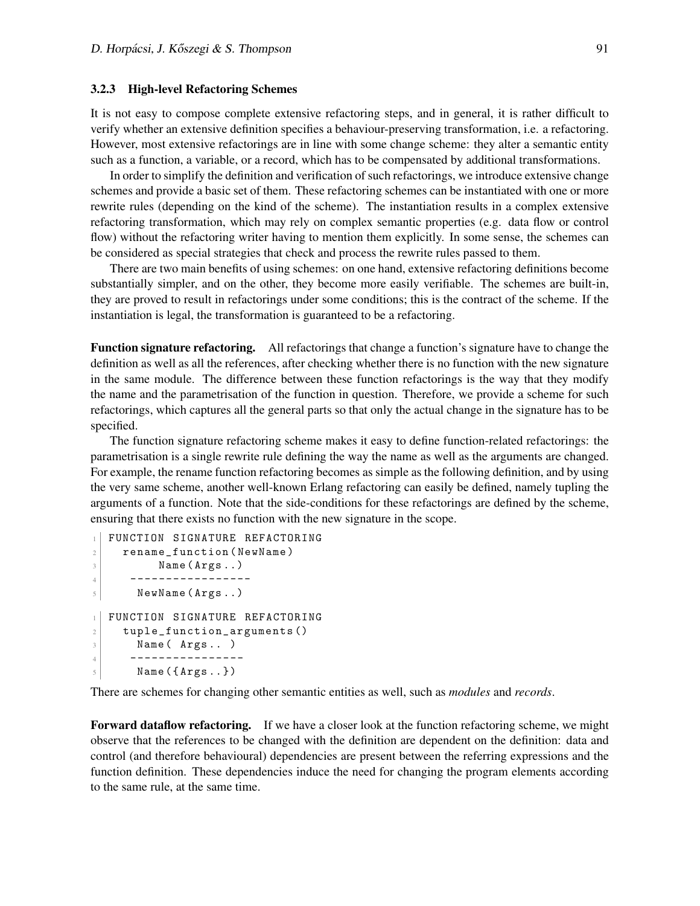### 3.2.3 High-level Refactoring Schemes

It is not easy to compose complete extensive refactoring steps, and in general, it is rather difficult to verify whether an extensive definition specifies a behaviour-preserving transformation, i.e. a refactoring. However, most extensive refactorings are in line with some change scheme: they alter a semantic entity such as a function, a variable, or a record, which has to be compensated by additional transformations.

In order to simplify the definition and verification of such refactorings, we introduce extensive change schemes and provide a basic set of them. These refactoring schemes can be instantiated with one or more rewrite rules (depending on the kind of the scheme). The instantiation results in a complex extensive refactoring transformation, which may rely on complex semantic properties (e.g. data flow or control flow) without the refactoring writer having to mention them explicitly. In some sense, the schemes can be considered as special strategies that check and process the rewrite rules passed to them.

There are two main benefits of using schemes: on one hand, extensive refactoring definitions become substantially simpler, and on the other, they become more easily verifiable. The schemes are built-in, they are proved to result in refactorings under some conditions; this is the contract of the scheme. If the instantiation is legal, the transformation is guaranteed to be a refactoring.

**Function signature refactoring.** All refactorings that change a function's signature have to change the definition as well as all the references, after checking whether there is no function with the new signature in the same module. The difference between these function refactorings is the way that they modify the name and the parametrisation of the function in question. Therefore, we provide a scheme for such refactorings, which captures all the general parts so that only the actual change in the signature has to be specified.

The function signature refactoring scheme makes it easy to define function-related refactorings: the parametrisation is a single rewrite rule defining the way the name as well as the arguments are changed. For example, the rename function refactoring becomes as simple as the following definition, and by using the very same scheme, another well-known Erlang refactoring can easily be defined, namely tupling the arguments of a function. Note that the side-conditions for these refactorings are defined by the scheme, ensuring that there exists no function with the new signature in the scope.

```
FUNCTION SIGNATURE REFACTORING
  rename_function(NewName)
       Name(Args..)
    -----------------
     NewName(Args..)
```

```
FUNCTION SIGNATURE REFACTORING
  tuple_function_arguments()
     Name( Args.. )
    ----------------
     Name({Args..})
```

There are schemes for changing other semantic entities as well, such as *modules* and *records*.

**Forward dataflow refactoring.** If we have a closer look at the function refactoring scheme, we might observe that the references to be changed with the definition are dependent on the definition: data and control (and therefore behavioural) dependencies are present between the referring expressions and the function definition. These dependencies induce the need for changing the program elements according to the same rule, at the same time.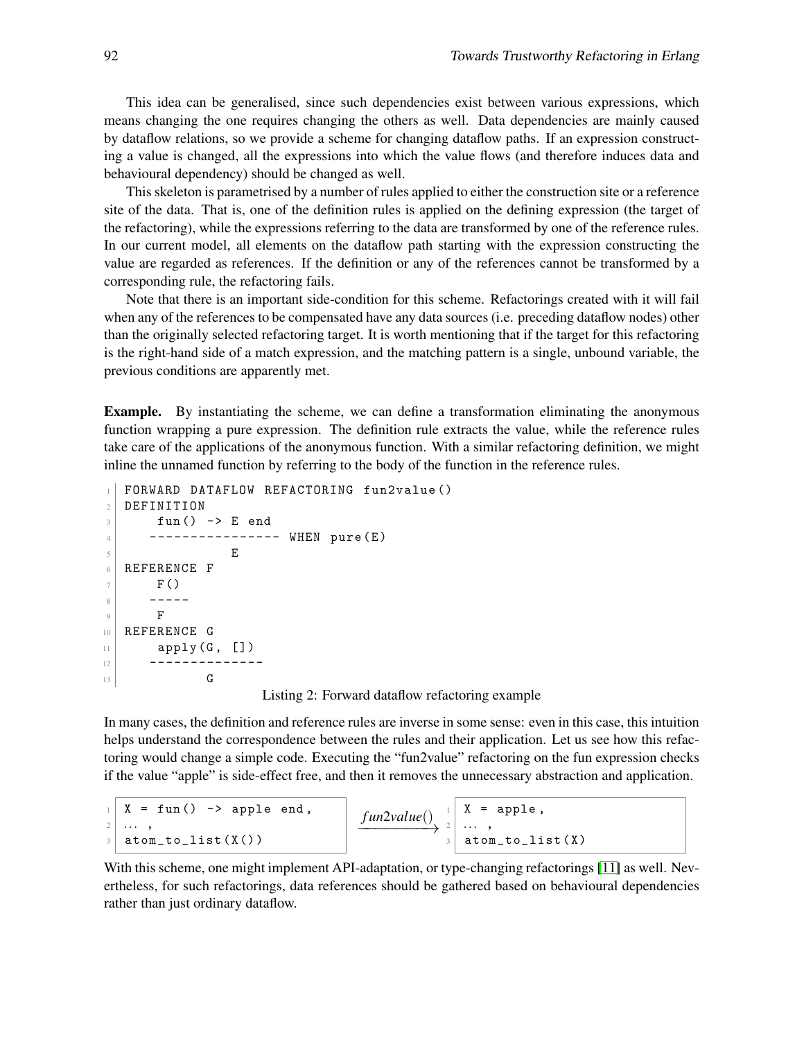This idea can be generalised, since such dependencies exist between various expressions, which means changing the one requires changing the others as well. Data dependencies are mainly caused by dataflow relations, so we provide a scheme for changing dataflow paths. If an expression constructing a value is changed, all the expressions into which the value flows (and therefore induces data and behavioural dependency) should be changed as well.

This skeleton is parametrised by a number of rules applied to either the construction site or a reference site of the data. That is, one of the definition rules is applied on the defining expression (the target of the refactoring), while the expressions referring to the data are transformed by one of the reference rules. In our current model, all elements on the dataflow path starting with the expression constructing the value are regarded as references. If the definition or any of the references cannot be transformed by a corresponding rule, the refactoring fails.

Note that there is an important side-condition for this scheme. Refactorings created with it will fail when any of the references to be compensated have any data sources (i.e. preceding dataflow nodes) other than the originally selected refactoring target. It is worth mentioning that if the target for this refactoring is the right-hand side of a match expression, and the matching pattern is a single, unbound variable, the previous conditions are apparently met.

**Example.** By instantiating the scheme, we can define a transformation eliminating the anonymous function wrapping a pure expression. The definition rule extracts the value, while the reference rules take care of the applications of the anonymous function. With a similar refactoring definition, we might inline the unnamed function by referring to the body of the function in the reference rules.

```
FORWARD DATAFLOW REFACTORING fun2value()
DEFINITION
    fun() -> E end
   ---------------- WHEN pure(E)
              E
REFERENCE F
    F()
   -----
    F
REFERENCE G
    apply(G, [])
   -------------
         G
```

Listing 2: Forward dataflow refactoring example

In many cases, the definition and reference rules are inverse in some sense: even in this case, this intuition helps understand the correspondence between the rules and their application. Let us see how this refactoring would change a simple code. Executing the "fun2value" refactoring on the fun expression checks if the value "apple" is side-effect free, and then it removes the unnecessary abstraction and application.

```
X = fun() -> apple end,
... ,
atom_to_list(X())
```

$\xrightarrow{fun2value()}$

```
X = apple,
... ,
atom_to_list(X)
```

With this scheme, one might implement API-adaptation, or type-changing refactorings [11] as well. Nevertheless, for such refactorings, data references should be gathered based on behavioural dependencies rather than just ordinary dataflow.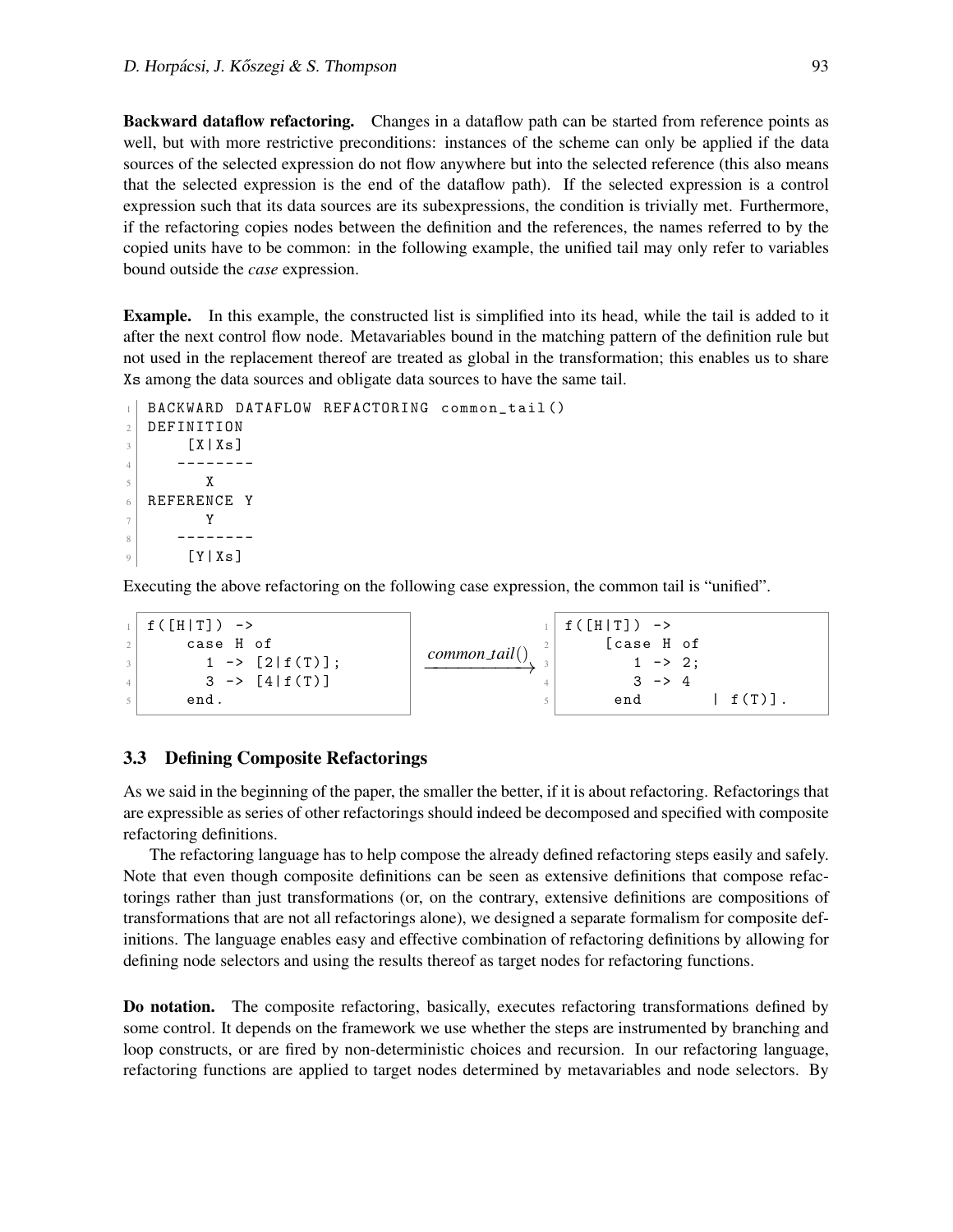**Backward dataflow refactoring.** Changes in a dataflow path can be started from reference points as well, but with more restrictive preconditions: instances of the scheme can only be applied if the data sources of the selected expression do not flow anywhere but into the selected reference (this also means that the selected expression is the end of the dataflow path). If the selected expression is a control expression such that its data sources are its subexpressions, the condition is trivially met. Furthermore, if the refactoring copies nodes between the definition and the references, the names referred to by the copied units have to be common: in the following example, the unified tail may only refer to variables bound outside the *case* expression.

**Example.** In this example, the constructed list is simplified into its head, while the tail is added to it after the next control flow node. Metavariables bound in the matching pattern of the definition rule but not used in the replacement thereof are treated as global in the transformation; this enables us to share `Xs` among the data sources and obligate data sources to have the same tail.

```
BACKWARD DATAFLOW REFACTORING common_tail()
DEFINITION
    [X|Xs]
   --------
      X
REFERENCE Y
      Y
   --------
    [Y|Xs]
```

Executing the above refactoring on the following case expression, the common tail is "unified".

```
f([H|T]) ->
    case H of
      1 -> [2|f(T)];
      3 -> [4|f(T)]
    end.
```

$\xrightarrow{common\_tail()}$

```
f([H|T]) ->
    [case H of
       1 -> 2;
       3 -> 4
     end        | f(T)].
```

### 3.3 Defining Composite Refactorings

As we said in the beginning of the paper, the smaller the better, if it is about refactoring. Refactorings that are expressible as series of other refactorings should indeed be decomposed and specified with composite refactoring definitions.

The refactoring language has to help compose the already defined refactoring steps easily and safely. Note that even though composite definitions can be seen as extensive definitions that compose refactorings rather than just transformations (or, on the contrary, extensive definitions are compositions of transformations that are not all refactorings alone), we designed a separate formalism for composite definitions. The language enables easy and effective combination of refactoring definitions by allowing for defining node selectors and using the results thereof as target nodes for refactoring functions.

**Do notation.** The composite refactoring, basically, executes refactoring transformations defined by some control. It depends on the framework we use whether the steps are instrumented by branching and loop constructs, or are fired by non-deterministic choices and recursion. In our refactoring language, refactoring functions are applied to target nodes determined by metavariables and node selectors. By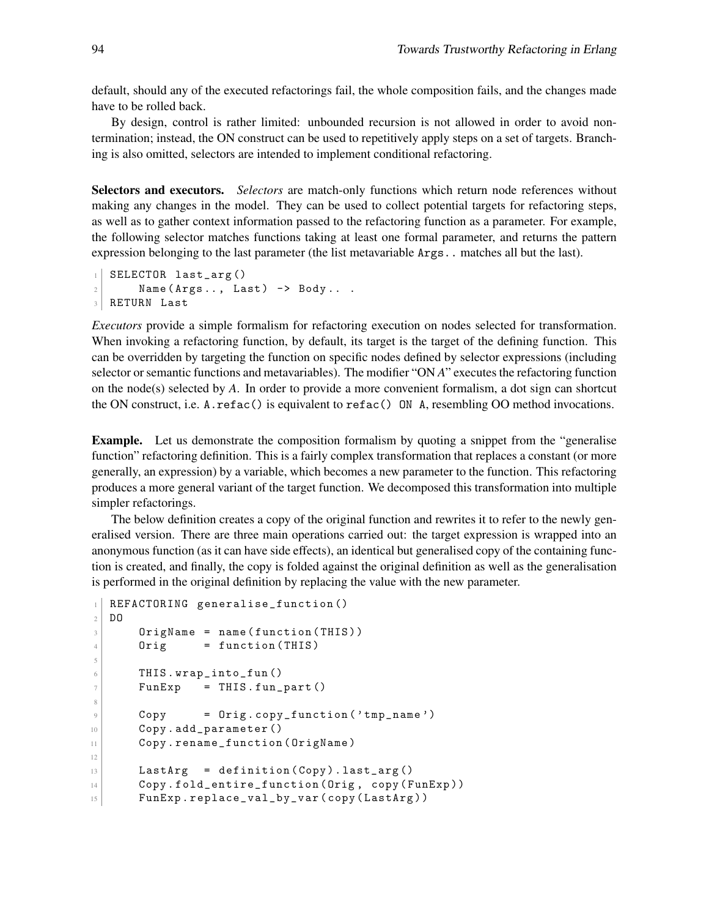default, should any of the executed refactorings fail, the whole composition fails, and the changes made have to be rolled back.

By design, control is rather limited: unbounded recursion is not allowed in order to avoid non-termination; instead, the ON construct can be used to repetitively apply steps on a set of targets. Branching is also omitted, selectors are intended to implement conditional refactoring.

**Selectors and executors.** *Selectors* are match-only functions which return node references without making any changes in the model. They can be used to collect potential targets for refactoring steps, as well as to gather context information passed to the refactoring function as a parameter. For example, the following selector matches functions taking at least one formal parameter, and returns the pattern expression belonging to the last parameter (the list metavariable `Args..` matches all but the last).

```
SELECTOR last_arg()
    Name(Args.., Last) -> Body.. .
RETURN Last
```

*Executors* provide a simple formalism for refactoring execution on nodes selected for transformation. When invoking a refactoring function, by default, its target is the target of the defining function. This can be overridden by targeting the function on specific nodes defined by selector expressions (including selector or semantic functions and metavariables). The modifier "ON *A*" executes the refactoring function on the node(s) selected by *A*. In order to provide a more convenient formalism, a dot sign can shortcut the ON construct, i.e. `A.refac()` is equivalent to `refac() ON A`, resembling OO method invocations.

**Example.** Let us demonstrate the composition formalism by quoting a snippet from the "generalise function" refactoring definition. This is a fairly complex transformation that replaces a constant (or more generally, an expression) by a variable, which becomes a new parameter to the function. This refactoring produces a more general variant of the target function. We decomposed this transformation into multiple simpler refactorings.

The below definition creates a copy of the original function and rewrites it to refer to the newly generalised version. There are three main operations carried out: the target expression is wrapped into an anonymous function (as it can have side effects), an identical but generalised copy of the containing function is created, and finally, the copy is folded against the original definition as well as the generalisation is performed in the original definition by replacing the value with the new parameter.

```
REFACTORING generalise_function()
DO
    OrigName = name(function(THIS))
    Orig     = function(THIS)

    THIS.wrap_into_fun()
    FunExp   = THIS.fun_part()

    Copy     = Orig.copy_function('tmp_name')
    Copy.add_parameter()
    Copy.rename_function(OrigName)

    LastArg  = definition(Copy).last_arg()
    Copy.fold_entire_function(Orig, copy(FunExp))
    FunExp.replace_val_by_var(copy(LastArg))
```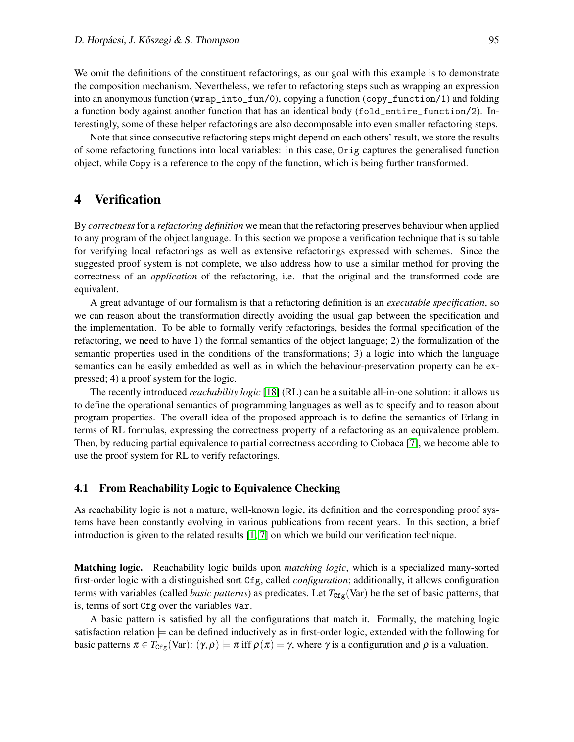We omit the definitions of the constituent refactorings, as our goal with this example is to demonstrate the composition mechanism. Nevertheless, we refer to refactoring steps such as wrapping an expression into an anonymous function (`wrap_into_fun/0`), copying a function (`copy_function/1`) and folding a function body against another function that has an identical body (`fold_entire_function/2`). Interestingly, some of these helper refactorings are also decomposable into even smaller refactoring steps.

Note that since consecutive refactoring steps might depend on each others' result, we store the results of some refactoring functions into local variables: in this case, `Orig` captures the generalised function object, while `Copy` is a reference to the copy of the function, which is being further transformed.

## 4 Verification

By *correctness* for a *refactoring definition* we mean that the refactoring preserves behaviour when applied to any program of the object language. In this section we propose a verification technique that is suitable for verifying local refactorings as well as extensive refactorings expressed with schemes. Since the suggested proof system is not complete, we also address how to use a similar method for proving the correctness of an *application* of the refactoring, i.e. that the original and the transformed code are equivalent.

A great advantage of our formalism is that a refactoring definition is an *executable specification*, so we can reason about the transformation directly avoiding the usual gap between the specification and the implementation. To be able to formally verify refactorings, besides the formal specification of the refactoring, we need to have 1) the formal semantics of the object language; 2) the formalization of the semantic properties used in the conditions of the transformations; 3) a logic into which the language semantics can be easily embedded as well as in which the behaviour-preservation property can be expressed; 4) a proof system for the logic.

The recently introduced *reachability logic* [18] (RL) can be a suitable all-in-one solution: it allows us to define the operational semantics of programming languages as well as to specify and to reason about program properties. The overall idea of the proposed approach is to define the semantics of Erlang in terms of RL formulas, expressing the correctness property of a refactoring as an equivalence problem. Then, by reducing partial equivalence to partial correctness according to Ciobaca [7], we become able to use the proof system for RL to verify refactorings.

### 4.1 From Reachability Logic to Equivalence Checking

As reachability logic is not a mature, well-known logic, its definition and the corresponding proof systems have been constantly evolving in various publications from recent years. In this section, a brief introduction is given to the related results [1, 7] on which we build our verification technique.

**Matching logic.** Reachability logic builds upon *matching logic*, which is a specialized many-sorted first-order logic with a distinguished sort `Cfg`, called *configuration*; additionally, it allows configuration terms with variables (called *basic patterns*) as predicates. Let $T_{\texttt{Cfg}}(\text{Var})$ be the set of basic patterns, that is, terms of sort `Cfg` over the variables `Var`.

A basic pattern is satisfied by all the configurations that match it. Formally, the matching logic satisfaction relation $\models$ can be defined inductively as in first-order logic, extended with the following for basic patterns $\pi \in T_{\texttt{Cfg}}(\text{Var})$: $(\gamma, \rho) \models \pi$ iff $\rho(\pi) = \gamma$, where $\gamma$ is a configuration and $\rho$ is a valuation.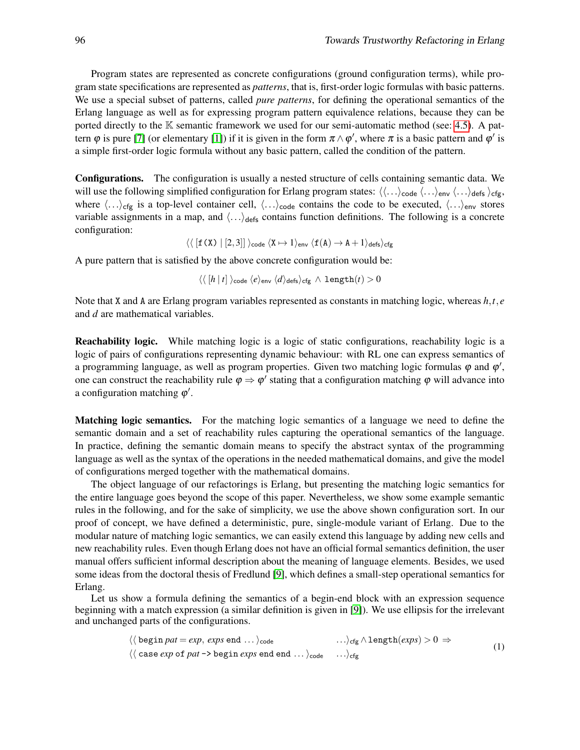Program states are represented as concrete configurations (ground configuration terms), while program state specifications are represented as *patterns*, that is, first-order logic formulas with basic patterns. We use a special subset of patterns, called *pure patterns*, for defining the operational semantics of the Erlang language as well as for expressing program pattern equivalence relations, because they can be ported directly to the $\mathbb{K}$ semantic framework we used for our semi-automatic method (see: 4.5). A pattern $\varphi$ is pure [7] (or elementary [1]) if it is given in the form $\pi \wedge \varphi'$, where $\pi$ is a basic pattern and $\varphi'$ is a simple first-order logic formula without any basic pattern, called the condition of the pattern.

**Configurations.** The configuration is usually a nested structure of cells containing semantic data. We will use the following simplified configuration for Erlang program states: $\langle\langle\ldots\rangle_{\mathsf{code}}\,\langle\ldots\rangle_{\mathsf{env}}\,\langle\ldots\rangle_{\mathsf{defs}}\,\rangle_{\mathsf{cfg}}$, where $\langle\ldots\rangle_{\mathsf{cfg}}$ is a top-level container cell, $\langle\ldots\rangle_{\mathsf{code}}$ contains the code to be executed, $\langle\ldots\rangle_{\mathsf{env}}$ stores variable assignments in a map, and $\langle\ldots\rangle_{\mathsf{defs}}$ contains function definitions. The following is a concrete configuration:

$$\langle\langle\,[\mathtt{f(X)}\mid[2,3]]\,\rangle_{\mathsf{code}}\,\langle\mathtt{X}\mapsto 1\rangle_{\mathsf{env}}\,\langle\mathtt{f(A)}\rightarrow\mathtt{A}+1\rangle_{\mathsf{defs}}\rangle_{\mathsf{cfg}}$$

A pure pattern that is satisfied by the above concrete configuration would be:

$$\langle\langle\,[h\mid t]\,\rangle_{\mathsf{code}}\,\langle e\rangle_{\mathsf{env}}\,\langle d\rangle_{\mathsf{defs}}\rangle_{\mathsf{cfg}}\ \wedge\ \mathtt{length}(t)>0$$

Note that X and A are Erlang program variables represented as constants in matching logic, whereas $h,t,e$ and $d$ are mathematical variables.

**Reachability logic.** While matching logic is a logic of static configurations, reachability logic is a logic of pairs of configurations representing dynamic behaviour: with RL one can express semantics of a programming language, as well as program properties. Given two matching logic formulas $\varphi$ and $\varphi'$, one can construct the reachability rule $\varphi \Rightarrow \varphi'$ stating that a configuration matching $\varphi$ will advance into a configuration matching $\varphi'$.

**Matching logic semantics.** For the matching logic semantics of a language we need to define the semantic domain and a set of reachability rules capturing the operational semantics of the language. In practice, defining the semantic domain means to specify the abstract syntax of the programming language as well as the syntax of the operations in the needed mathematical domains, and give the model of configurations merged together with the mathematical domains.

The object language of our refactorings is Erlang, but presenting the matching logic semantics for the entire language goes beyond the scope of this paper. Nevertheless, we show some example semantic rules in the following, and for the sake of simplicity, we use the above shown configuration sort. In our proof of concept, we have defined a deterministic, pure, single-module variant of Erlang. Due to the modular nature of matching logic semantics, we can easily extend this language by adding new cells and new reachability rules. Even though Erlang does not have an official formal semantics definition, the user manual offers sufficient informal description about the meaning of language elements. Besides, we used some ideas from the doctoral thesis of Fredlund [9], which defines a small-step operational semantics for Erlang.

Let us show a formula defining the semantics of a begin-end block with an expression sequence beginning with a match expression (a similar definition is given in [9]). We use ellipsis for the irrelevant and unchanged parts of the configurations.

$$\begin{array}{ll}\langle\langle\,\mathtt{begin}\ \mathit{pat}=\mathit{exp},\ \mathit{exps}\ \mathtt{end}\ \ldots\rangle_{\mathsf{code}} & \ldots\rangle_{\mathsf{cfg}}\wedge\mathtt{length}(\mathit{exps})>0\ \Rightarrow \\ \langle\langle\,\mathtt{case}\ \mathit{exp}\ \mathtt{of}\ \mathit{pat}\ \texttt{->}\ \mathtt{begin}\ \mathit{exps}\ \mathtt{end}\ \mathtt{end}\ \ldots\rangle_{\mathsf{code}} & \ldots\rangle_{\mathsf{cfg}}\end{array} \tag{1}$$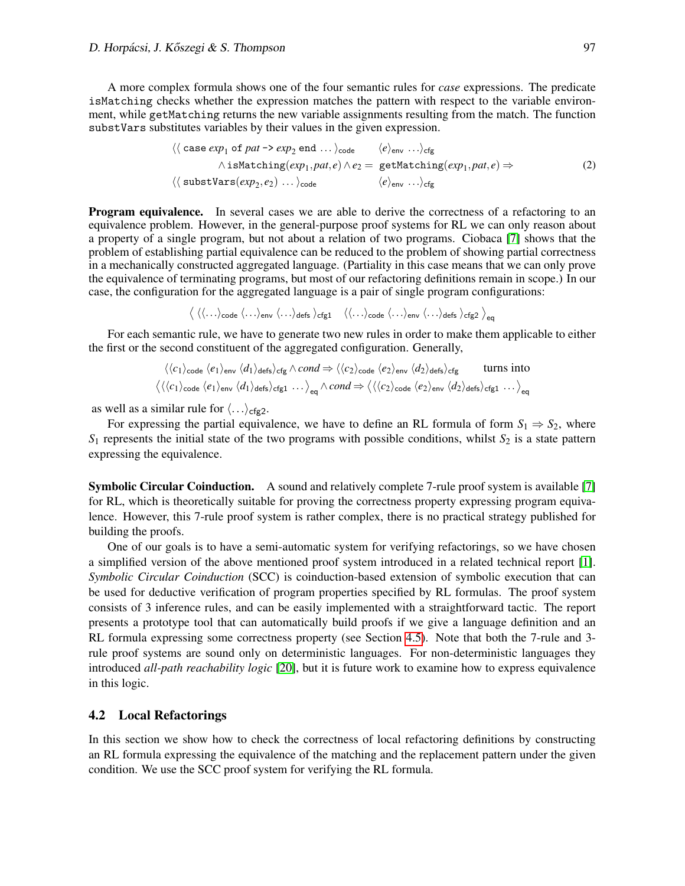A more complex formula shows one of the four semantic rules for *case* expressions. The predicate isMatching checks whether the expression matches the pattern with respect to the variable environment, while getMatching returns the new variable assignments resulting from the match. The function substVars substitutes variables by their values in the given expression.

$$
\begin{aligned}
&\langle\langle\, \texttt{case}\ exp_1\ \texttt{of}\ pat\ \texttt{->}\ exp_2\ \texttt{end}\ \ldots\rangle_{\mathsf{code}} \qquad \langle e\rangle_{\mathsf{env}}\ \ldots\rangle_{\mathsf{cfg}} \\
&\qquad\qquad \wedge\, \texttt{isMatching}(exp_1, pat, e) \wedge e_2 = \texttt{getMatching}(exp_1, pat, e) \Rightarrow \\
&\langle\langle\, \texttt{substVars}(exp_2, e_2)\ \ldots\rangle_{\mathsf{code}} \qquad\qquad \langle e\rangle_{\mathsf{env}}\ \ldots\rangle_{\mathsf{cfg}}
\end{aligned}
\tag{2}
$$

**Program equivalence.** In several cases we are able to derive the correctness of a refactoring to an equivalence problem. However, in the general-purpose proof systems for RL we can only reason about a property of a single program, but not about a relation of two programs. Ciobaca [7] shows that the problem of establishing partial equivalence can be reduced to the problem of showing partial correctness in a mechanically constructed aggregated language. (Partiality in this case means that we can only prove the equivalence of terminating programs, but most of our refactoring definitions remain in scope.) In our case, the configuration for the aggregated language is a pair of single program configurations:

$$\Big\langle\ \langle\langle\ldots\rangle_{\mathsf{code}}\ \langle\ldots\rangle_{\mathsf{env}}\ \langle\ldots\rangle_{\mathsf{defs}}\ \rangle_{\mathsf{cfg1}} \quad \langle\langle\ldots\rangle_{\mathsf{code}}\ \langle\ldots\rangle_{\mathsf{env}}\ \langle\ldots\rangle_{\mathsf{defs}}\ \rangle_{\mathsf{cfg2}}\ \Big\rangle_{\mathsf{eq}}$$

For each semantic rule, we have to generate two new rules in order to make them applicable to either the first or the second constituent of the aggregated configuration. Generally,

$$\langle\langle c_1\rangle_{\mathsf{code}}\ \langle e_1\rangle_{\mathsf{env}}\ \langle d_1\rangle_{\mathsf{defs}}\rangle_{\mathsf{cfg}} \wedge cond \Rightarrow \langle\langle c_2\rangle_{\mathsf{code}}\ \langle e_2\rangle_{\mathsf{env}}\ \langle d_2\rangle_{\mathsf{defs}}\rangle_{\mathsf{cfg}} \qquad \text{turns into}$$

$$\Big\langle\langle\langle c_1\rangle_{\mathsf{code}}\ \langle e_1\rangle_{\mathsf{env}}\ \langle d_1\rangle_{\mathsf{defs}}\rangle_{\mathsf{cfg1}}\ \ldots\Big\rangle_{\mathsf{eq}} \wedge cond \Rightarrow \Big\langle\langle\langle c_2\rangle_{\mathsf{code}}\ \langle e_2\rangle_{\mathsf{env}}\ \langle d_2\rangle_{\mathsf{defs}}\rangle_{\mathsf{cfg1}}\ \ldots\Big\rangle_{\mathsf{eq}}$$

as well as a similar rule for $\langle\ldots\rangle_{\mathsf{cfg2}}$.

For expressing the partial equivalence, we have to define an RL formula of form $S_1 \Rightarrow S_2$, where $S_1$ represents the initial state of the two programs with possible conditions, whilst $S_2$ is a state pattern expressing the equivalence.

**Symbolic Circular Coinduction.** A sound and relatively complete 7-rule proof system is available [7] for RL, which is theoretically suitable for proving the correctness property expressing program equivalence. However, this 7-rule proof system is rather complex, there is no practical strategy published for building the proofs.

One of our goals is to have a semi-automatic system for verifying refactorings, so we have chosen a simplified version of the above mentioned proof system introduced in a related technical report [1]. *Symbolic Circular Coinduction* (SCC) is coinduction-based extension of symbolic execution that can be used for deductive verification of program properties specified by RL formulas. The proof system consists of 3 inference rules, and can be easily implemented with a straightforward tactic. The report presents a prototype tool that can automatically build proofs if we give a language definition and an RL formula expressing some correctness property (see Section 4.5). Note that both the 7-rule and 3-rule proof systems are sound only on deterministic languages. For non-deterministic languages they introduced *all-path reachability logic* [20], but it is future work to examine how to express equivalence in this logic.

### 4.2 Local Refactorings

In this section we show how to check the correctness of local refactoring definitions by constructing an RL formula expressing the equivalence of the matching and the replacement pattern under the given condition. We use the SCC proof system for verifying the RL formula.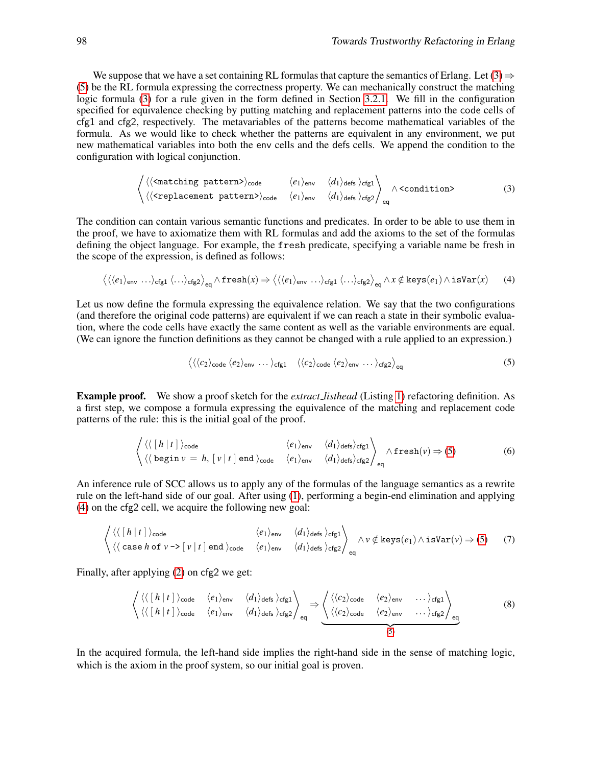We suppose that we have a set containing RL formulas that capture the semantics of Erlang. Let (3) ⇒ (5) be the RL formula expressing the correctness property. We can mechanically construct the matching logic formula (3) for a rule given in the form defined in Section 3.2.1. We fill in the configuration specified for equivalence checking by putting matching and replacement patterns into the code cells of cfg1 and cfg2, respectively. The metavariables of the patterns become mathematical variables of the formula. As we would like to check whether the patterns are equivalent in any environment, we put new mathematical variables into both the env cells and the defs cells. We append the condition to the configuration with logical conjunction.

$$\left\langle \begin{matrix} \langle\langle \texttt{<matching pattern>}\rangle_{\mathsf{code}} & \langle e_1\rangle_{\mathsf{env}} & \langle d_1\rangle_{\mathsf{defs}}\,\rangle_{\mathsf{cfg1}} \\ \langle\langle \texttt{<replacement pattern>}\rangle_{\mathsf{code}} & \langle e_1\rangle_{\mathsf{env}} & \langle d_1\rangle_{\mathsf{defs}}\,\rangle_{\mathsf{cfg2}} \end{matrix}\right\rangle_{\mathsf{eq}} \wedge \texttt{<condition>} \tag{3}$$

The condition can contain various semantic functions and predicates. In order to be able to use them in the proof, we have to axiomatize them with RL formulas and add the axioms to the set of the formulas defining the object language. For example, the `fresh` predicate, specifying a variable name be fresh in the scope of the expression, is defined as follows:

$$\big\langle\langle\langle e_1\rangle_{\mathsf{env}}\,\ldots\rangle_{\mathsf{cfg1}}\,\langle\ldots\rangle_{\mathsf{cfg2}}\big\rangle_{\mathsf{eq}} \wedge \texttt{fresh}(x) \Rightarrow \big\langle\langle\langle e_1\rangle_{\mathsf{env}}\,\ldots\rangle_{\mathsf{cfg1}}\,\langle\ldots\rangle_{\mathsf{cfg2}}\big\rangle_{\mathsf{eq}} \wedge x \notin \texttt{keys}(e_1) \wedge \texttt{isVar}(x) \tag{4}$$

Let us now define the formula expressing the equivalence relation. We say that the two configurations (and therefore the original code patterns) are equivalent if we can reach a state in their symbolic evaluation, where the code cells have exactly the same content as well as the variable environments are equal. (We can ignore the function definitions as they cannot be changed with a rule applied to an expression.)

$$\big\langle\langle\langle c_2\rangle_{\mathsf{code}}\,\langle e_2\rangle_{\mathsf{env}}\,\ldots\rangle_{\mathsf{cfg1}}\quad\langle\langle c_2\rangle_{\mathsf{code}}\,\langle e_2\rangle_{\mathsf{env}}\,\ldots\rangle_{\mathsf{cfg2}}\big\rangle_{\mathsf{eq}} \tag{5}$$

**Example proof.** We show a proof sketch for the *extract_listhead* (Listing 1) refactoring definition. As a first step, we compose a formula expressing the equivalence of the matching and replacement code patterns of the rule: this is the initial goal of the proof.

$$\left\langle \begin{matrix} \langle\langle\,[\,h\,|\,t\,]\,\rangle_{\mathsf{code}} & \langle e_1\rangle_{\mathsf{env}} & \langle d_1\rangle_{\mathsf{defs}}\rangle_{\mathsf{cfg1}} \\ \langle\langle\,\texttt{begin}\ v\ =\ h,\ [\,v\,|\,t\,]\ \texttt{end}\,\rangle_{\mathsf{code}} & \langle e_1\rangle_{\mathsf{env}} & \langle d_1\rangle_{\mathsf{defs}}\rangle_{\mathsf{cfg2}} \end{matrix}\right\rangle_{\mathsf{eq}} \wedge \texttt{fresh}(v) \Rightarrow (5) \tag{6}$$

An inference rule of SCC allows us to apply any of the formulas of the language semantics as a rewrite rule on the left-hand side of our goal. After using (1), performing a begin-end elimination and applying (4) on the cfg2 cell, we acquire the following new goal:

$$\left\langle \begin{matrix} \langle\langle\,[\,h\,|\,t\,]\,\rangle_{\mathsf{code}} & \langle e_1\rangle_{\mathsf{env}} & \langle d_1\rangle_{\mathsf{defs}}\,\rangle_{\mathsf{cfg1}} \\ \langle\langle\,\texttt{case}\ h\ \texttt{of}\ v\ \texttt{->}\ [\,v\,|\,t\,]\ \texttt{end}\,\rangle_{\mathsf{code}} & \langle e_1\rangle_{\mathsf{env}} & \langle d_1\rangle_{\mathsf{defs}}\,\rangle_{\mathsf{cfg2}} \end{matrix}\right\rangle_{\mathsf{eq}} \wedge v \notin \texttt{keys}(e_1) \wedge \texttt{isVar}(v) \Rightarrow (5) \tag{7}$$

Finally, after applying (2) on cfg2 we get:

$$\left\langle \begin{matrix} \langle\langle\,[\,h\,|\,t\,]\,\rangle_{\mathsf{code}} & \langle e_1\rangle_{\mathsf{env}} & \langle d_1\rangle_{\mathsf{defs}}\,\rangle_{\mathsf{cfg1}} \\ \langle\langle\,[\,h\,|\,t\,]\,\rangle_{\mathsf{code}} & \langle e_1\rangle_{\mathsf{env}} & \langle d_1\rangle_{\mathsf{defs}}\,\rangle_{\mathsf{cfg2}} \end{matrix}\right\rangle_{\mathsf{eq}} \Rightarrow \underbrace{\left\langle \begin{matrix} \langle\langle c_2\rangle_{\mathsf{code}} & \langle e_2\rangle_{\mathsf{env}} & \ldots\rangle_{\mathsf{cfg1}} \\ \langle\langle c_2\rangle_{\mathsf{code}} & \langle e_2\rangle_{\mathsf{env}} & \ldots\rangle_{\mathsf{cfg2}} \end{matrix}\right\rangle_{\mathsf{eq}}}_{(5)} \tag{8}$$

In the acquired formula, the left-hand side implies the right-hand side in the sense of matching logic, which is the axiom in the proof system, so our initial goal is proven.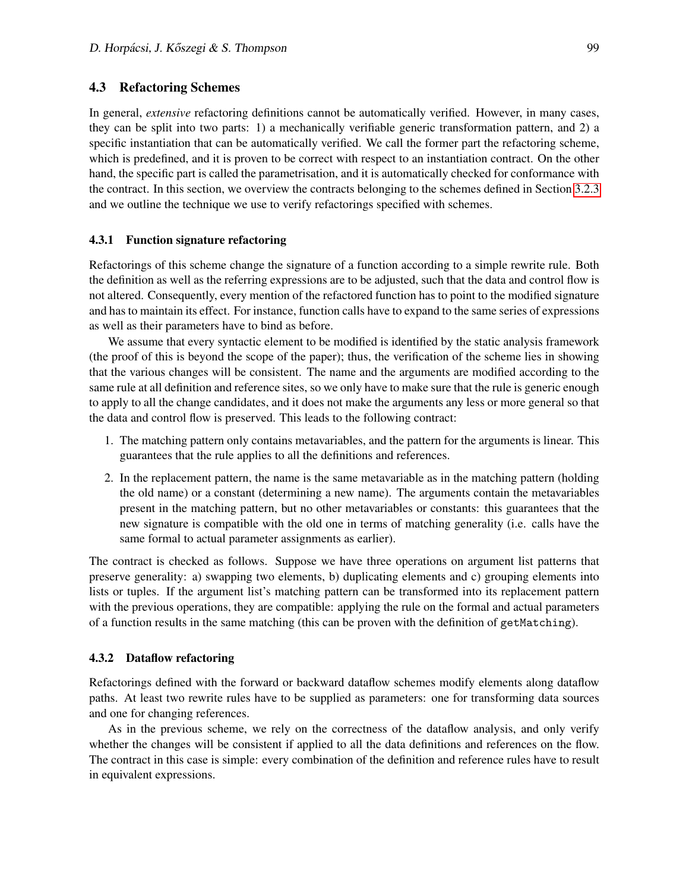### 4.3 Refactoring Schemes

In general, *extensive* refactoring definitions cannot be automatically verified. However, in many cases, they can be split into two parts: 1) a mechanically verifiable generic transformation pattern, and 2) a specific instantiation that can be automatically verified. We call the former part the refactoring scheme, which is predefined, and it is proven to be correct with respect to an instantiation contract. On the other hand, the specific part is called the parametrisation, and it is automatically checked for conformance with the contract. In this section, we overview the contracts belonging to the schemes defined in Section 3.2.3 and we outline the technique we use to verify refactorings specified with schemes.

#### 4.3.1 Function signature refactoring

Refactorings of this scheme change the signature of a function according to a simple rewrite rule. Both the definition as well as the referring expressions are to be adjusted, such that the data and control flow is not altered. Consequently, every mention of the refactored function has to point to the modified signature and has to maintain its effect. For instance, function calls have to expand to the same series of expressions as well as their parameters have to bind as before.

We assume that every syntactic element to be modified is identified by the static analysis framework (the proof of this is beyond the scope of the paper); thus, the verification of the scheme lies in showing that the various changes will be consistent. The name and the arguments are modified according to the same rule at all definition and reference sites, so we only have to make sure that the rule is generic enough to apply to all the change candidates, and it does not make the arguments any less or more general so that the data and control flow is preserved. This leads to the following contract:

1. The matching pattern only contains metavariables, and the pattern for the arguments is linear. This guarantees that the rule applies to all the definitions and references.
2. In the replacement pattern, the name is the same metavariable as in the matching pattern (holding the old name) or a constant (determining a new name). The arguments contain the metavariables present in the matching pattern, but no other metavariables or constants: this guarantees that the new signature is compatible with the old one in terms of matching generality (i.e. calls have the same formal to actual parameter assignments as earlier).

The contract is checked as follows. Suppose we have three operations on argument list patterns that preserve generality: a) swapping two elements, b) duplicating elements and c) grouping elements into lists or tuples. If the argument list's matching pattern can be transformed into its replacement pattern with the previous operations, they are compatible: applying the rule on the formal and actual parameters of a function results in the same matching (this can be proven with the definition of `getMatching`).

#### 4.3.2 Dataflow refactoring

Refactorings defined with the forward or backward dataflow schemes modify elements along dataflow paths. At least two rewrite rules have to be supplied as parameters: one for transforming data sources and one for changing references.

As in the previous scheme, we rely on the correctness of the dataflow analysis, and only verify whether the changes will be consistent if applied to all the data definitions and references on the flow. The contract in this case is simple: every combination of the definition and reference rules have to result in equivalent expressions.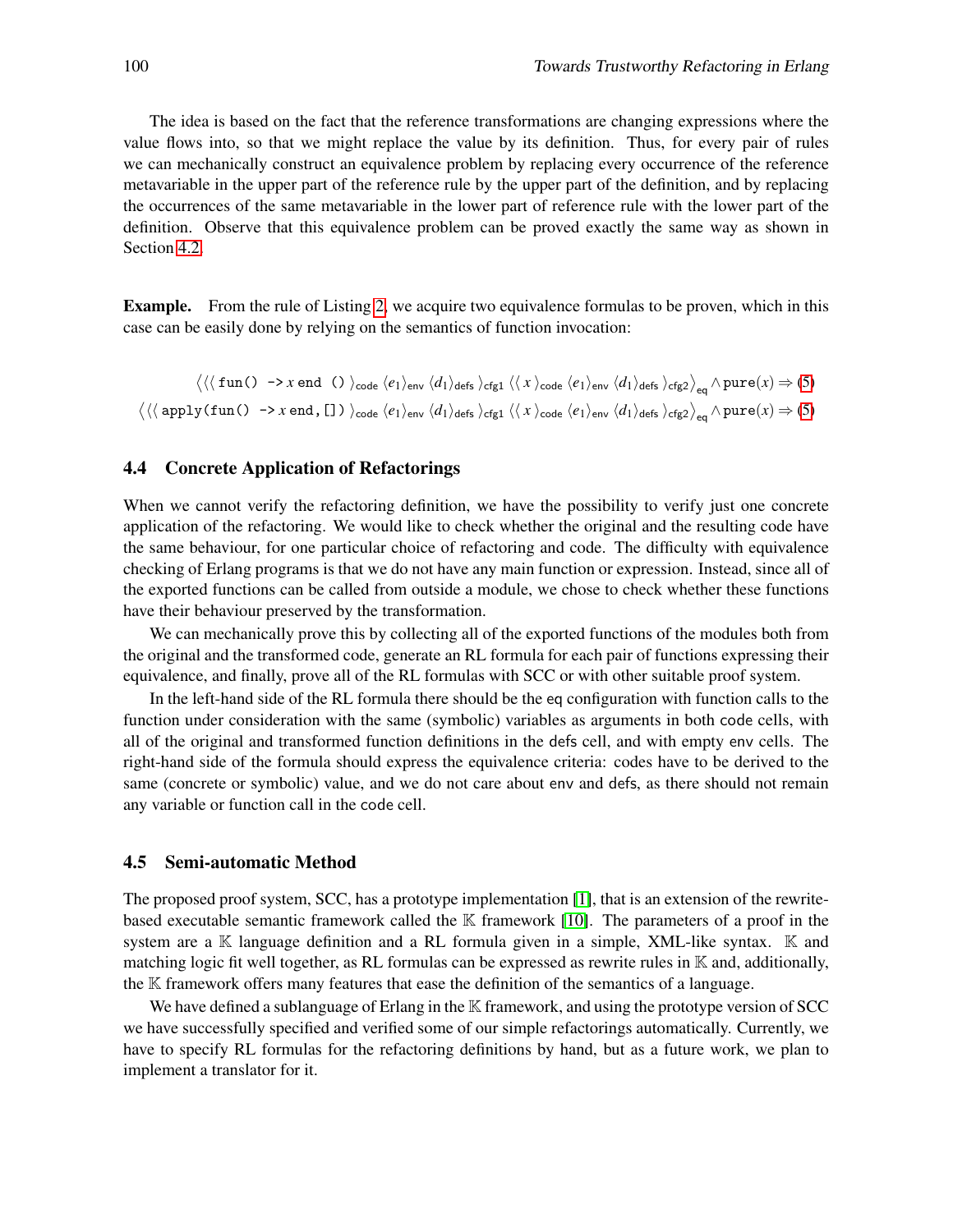The idea is based on the fact that the reference transformations are changing expressions where the value flows into, so that we might replace the value by its definition. Thus, for every pair of rules we can mechanically construct an equivalence problem by replacing every occurrence of the reference metavariable in the upper part of the reference rule by the upper part of the definition, and by replacing the occurrences of the same metavariable in the lower part of reference rule with the lower part of the definition. Observe that this equivalence problem can be proved exactly the same way as shown in Section 4.2.

**Example.** From the rule of Listing 2, we acquire two equivalence formulas to be proven, which in this case can be easily done by relying on the semantics of function invocation:

$$\big\langle \langle\langle\, \texttt{fun() ->}\, x\, \texttt{end ()}\,\rangle_{\mathsf{code}}\, \langle e_1\rangle_{\mathsf{env}}\, \langle d_1\rangle_{\mathsf{defs}}\,\rangle_{\mathsf{cfg1}}\, \langle\langle\, x\,\rangle_{\mathsf{code}}\, \langle e_1\rangle_{\mathsf{env}}\, \langle d_1\rangle_{\mathsf{defs}}\,\rangle_{\mathsf{cfg2}} \big\rangle_{\mathsf{eq}} \wedge \texttt{pure}(x) \Rightarrow (5)$$

$$\big\langle \langle\langle\, \texttt{apply(fun() ->}\, x\, \texttt{end,[])}\,\rangle_{\mathsf{code}}\, \langle e_1\rangle_{\mathsf{env}}\, \langle d_1\rangle_{\mathsf{defs}}\,\rangle_{\mathsf{cfg1}}\, \langle\langle\, x\,\rangle_{\mathsf{code}}\, \langle e_1\rangle_{\mathsf{env}}\, \langle d_1\rangle_{\mathsf{defs}}\,\rangle_{\mathsf{cfg2}} \big\rangle_{\mathsf{eq}} \wedge \texttt{pure}(x) \Rightarrow (5)$$

### 4.4 Concrete Application of Refactorings

When we cannot verify the refactoring definition, we have the possibility to verify just one concrete application of the refactoring. We would like to check whether the original and the resulting code have the same behaviour, for one particular choice of refactoring and code. The difficulty with equivalence checking of Erlang programs is that we do not have any main function or expression. Instead, since all of the exported functions can be called from outside a module, we chose to check whether these functions have their behaviour preserved by the transformation.

We can mechanically prove this by collecting all of the exported functions of the modules both from the original and the transformed code, generate an RL formula for each pair of functions expressing their equivalence, and finally, prove all of the RL formulas with SCC or with other suitable proof system.

In the left-hand side of the RL formula there should be the eq configuration with function calls to the function under consideration with the same (symbolic) variables as arguments in both code cells, with all of the original and transformed function definitions in the defs cell, and with empty env cells. The right-hand side of the formula should express the equivalence criteria: codes have to be derived to the same (concrete or symbolic) value, and we do not care about env and defs, as there should not remain any variable or function call in the code cell.

### 4.5 Semi-automatic Method

The proposed proof system, SCC, has a prototype implementation [1], that is an extension of the rewrite-based executable semantic framework called the $\mathbb{K}$ framework [10]. The parameters of a proof in the system are a $\mathbb{K}$ language definition and a RL formula given in a simple, XML-like syntax. $\mathbb{K}$ and matching logic fit well together, as RL formulas can be expressed as rewrite rules in $\mathbb{K}$ and, additionally, the $\mathbb{K}$ framework offers many features that ease the definition of the semantics of a language.

We have defined a sublanguage of Erlang in the $\mathbb{K}$ framework, and using the prototype version of SCC we have successfully specified and verified some of our simple refactorings automatically. Currently, we have to specify RL formulas for the refactoring definitions by hand, but as a future work, we plan to implement a translator for it.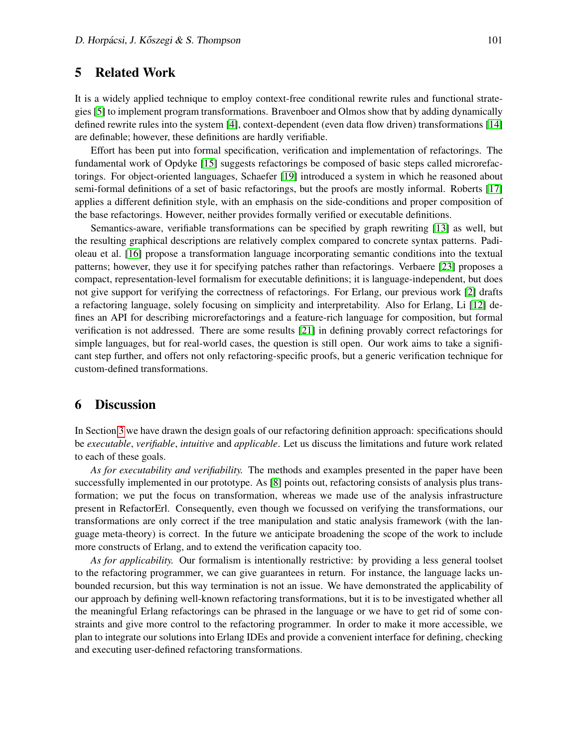## 5 Related Work

It is a widely applied technique to employ context-free conditional rewrite rules and functional strategies [5] to implement program transformations. Bravenboer and Olmos show that by adding dynamically defined rewrite rules into the system [4], context-dependent (even data flow driven) transformations [14] are definable; however, these definitions are hardly verifiable.

Effort has been put into formal specification, verification and implementation of refactorings. The fundamental work of Opdyke [15] suggests refactorings be composed of basic steps called microrefactorings. For object-oriented languages, Schaefer [19] introduced a system in which he reasoned about semi-formal definitions of a set of basic refactorings, but the proofs are mostly informal. Roberts [17] applies a different definition style, with an emphasis on the side-conditions and proper composition of the base refactorings. However, neither provides formally verified or executable definitions.

Semantics-aware, verifiable transformations can be specified by graph rewriting [13] as well, but the resulting graphical descriptions are relatively complex compared to concrete syntax patterns. Padioleau et al. [16] propose a transformation language incorporating semantic conditions into the textual patterns; however, they use it for specifying patches rather than refactorings. Verbaere [23] proposes a compact, representation-level formalism for executable definitions; it is language-independent, but does not give support for verifying the correctness of refactorings. For Erlang, our previous work [2] drafts a refactoring language, solely focusing on simplicity and interpretability. Also for Erlang, Li [12] defines an API for describing microrefactorings and a feature-rich language for composition, but formal verification is not addressed. There are some results [21] in defining provably correct refactorings for simple languages, but for real-world cases, the question is still open. Our work aims to take a significant step further, and offers not only refactoring-specific proofs, but a generic verification technique for custom-defined transformations.

## 6 Discussion

In Section 3 we have drawn the design goals of our refactoring definition approach: specifications should be *executable*, *verifiable*, *intuitive* and *applicable*. Let us discuss the limitations and future work related to each of these goals.

*As for executability and verifiability.* The methods and examples presented in the paper have been successfully implemented in our prototype. As [8] points out, refactoring consists of analysis plus transformation; we put the focus on transformation, whereas we made use of the analysis infrastructure present in RefactorErl. Consequently, even though we focussed on verifying the transformations, our transformations are only correct if the tree manipulation and static analysis framework (with the language meta-theory) is correct. In the future we anticipate broadening the scope of the work to include more constructs of Erlang, and to extend the verification capacity too.

*As for applicability.* Our formalism is intentionally restrictive: by providing a less general toolset to the refactoring programmer, we can give guarantees in return. For instance, the language lacks unbounded recursion, but this way termination is not an issue. We have demonstrated the applicability of our approach by defining well-known refactoring transformations, but it is to be investigated whether all the meaningful Erlang refactorings can be phrased in the language or we have to get rid of some constraints and give more control to the refactoring programmer. In order to make it more accessible, we plan to integrate our solutions into Erlang IDEs and provide a convenient interface for defining, checking and executing user-defined refactoring transformations.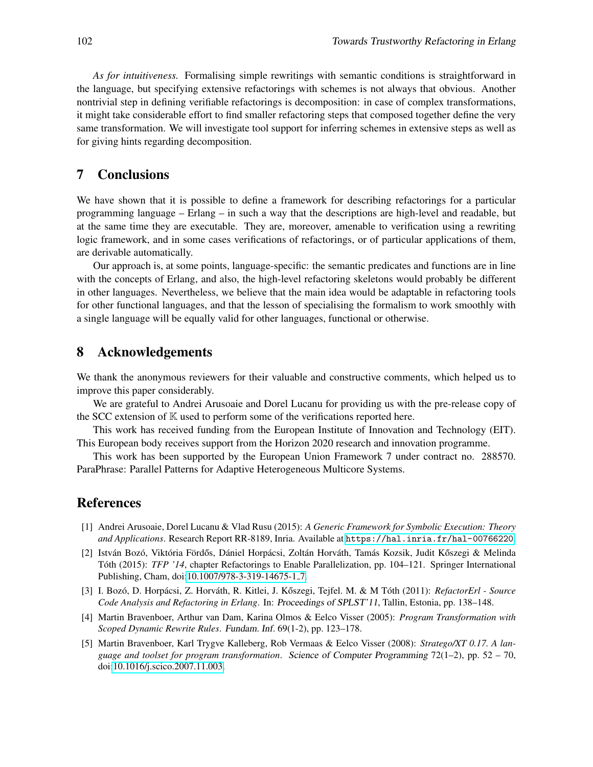*As for intuitiveness.* Formalising simple rewritings with semantic conditions is straightforward in the language, but specifying extensive refactorings with schemes is not always that obvious. Another nontrivial step in defining verifiable refactorings is decomposition: in case of complex transformations, it might take considerable effort to find smaller refactoring steps that composed together define the very same transformation. We will investigate tool support for inferring schemes in extensive steps as well as for giving hints regarding decomposition.

## 7 Conclusions

We have shown that it is possible to define a framework for describing refactorings for a particular programming language – Erlang – in such a way that the descriptions are high-level and readable, but at the same time they are executable. They are, moreover, amenable to verification using a rewriting logic framework, and in some cases verifications of refactorings, or of particular applications of them, are derivable automatically.

Our approach is, at some points, language-specific: the semantic predicates and functions are in line with the concepts of Erlang, and also, the high-level refactoring skeletons would probably be different in other languages. Nevertheless, we believe that the main idea would be adaptable in refactoring tools for other functional languages, and that the lesson of specialising the formalism to work smoothly with a single language will be equally valid for other languages, functional or otherwise.

## 8 Acknowledgements

We thank the anonymous reviewers for their valuable and constructive comments, which helped us to improve this paper considerably.

We are grateful to Andrei Arusoaie and Dorel Lucanu for providing us with the pre-release copy of the SCC extension of $\mathbb{K}$ used to perform some of the verifications reported here.

This work has received funding from the European Institute of Innovation and Technology (EIT). This European body receives support from the Horizon 2020 research and innovation programme.

This work has been supported by the European Union Framework 7 under contract no. 288570. ParaPhrase: Parallel Patterns for Adaptive Heterogeneous Multicore Systems.

## References

[1] Andrei Arusoaie, Dorel Lucanu & Vlad Rusu (2015): *A Generic Framework for Symbolic Execution: Theory and Applications*. Research Report RR-8189, Inria. Available at `https://hal.inria.fr/hal-00766220`.

[2] István Bozó, Viktória Fördős, Dániel Horpácsi, Zoltán Horváth, Tamás Kozsik, Judit Kőszegi & Melinda Tóth (2015): *TFP '14*, chapter Refactorings to Enable Parallelization, pp. 104–121. Springer International Publishing, Cham, doi:10.1007/978-3-319-14675-1_7.

[3] I. Bozó, D. Horpácsi, Z. Horváth, R. Kitlei, J. Kőszegi, Tejfel. M. & M Tóth (2011): *RefactorErl - Source Code Analysis and Refactoring in Erlang*. In: Proceedings of SPLST'11, Tallin, Estonia, pp. 138–148.

[4] Martin Bravenboer, Arthur van Dam, Karina Olmos & Eelco Visser (2005): *Program Transformation with Scoped Dynamic Rewrite Rules*. Fundam. Inf. 69(1-2), pp. 123–178.

[5] Martin Bravenboer, Karl Trygve Kalleberg, Rob Vermaas & Eelco Visser (2008): *Stratego/XT 0.17. A language and toolset for program transformation*. Science of Computer Programming 72(1–2), pp. 52 – 70, doi:10.1016/j.scico.2007.11.003.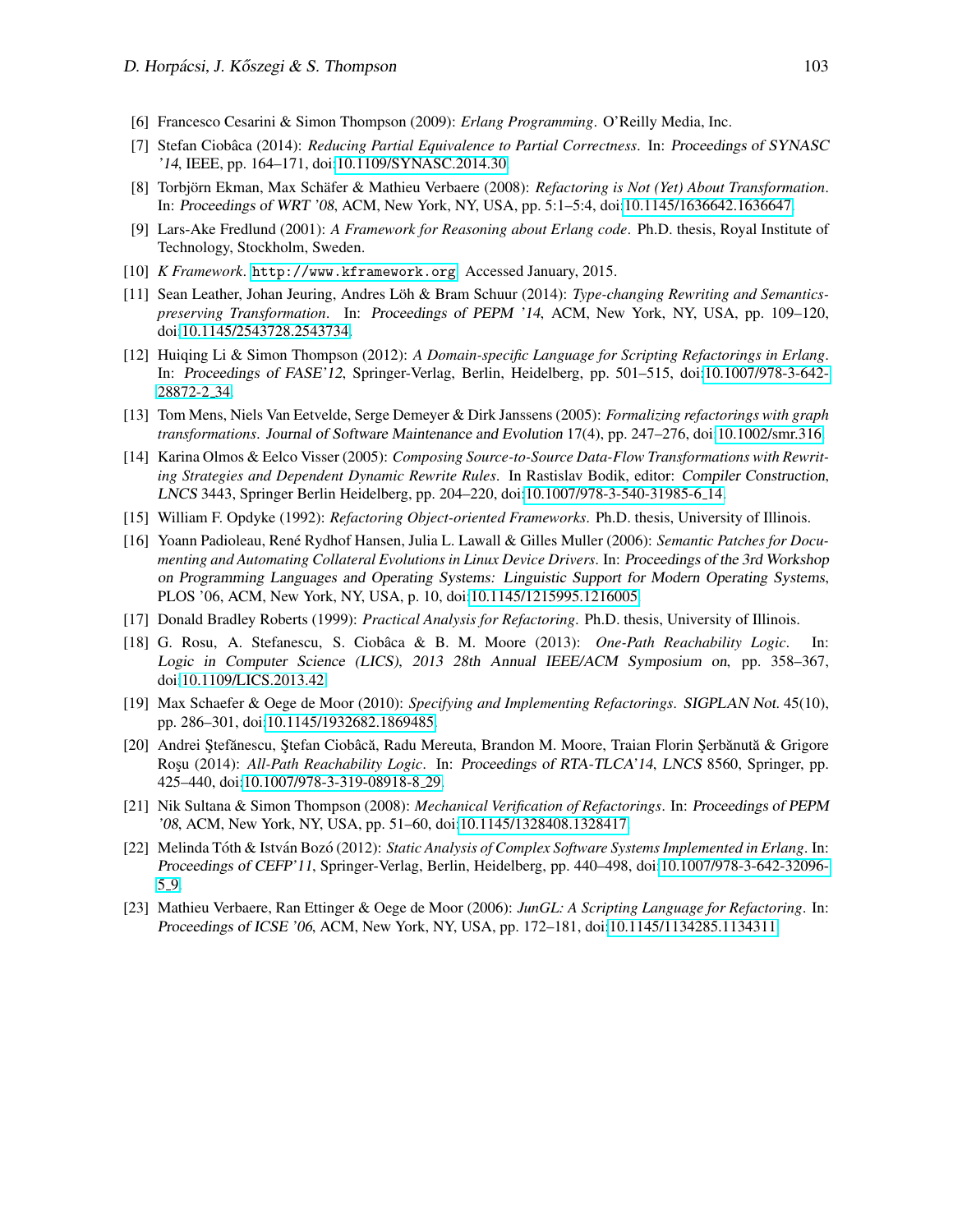[6] Francesco Cesarini & Simon Thompson (2009): *Erlang Programming*. O'Reilly Media, Inc.

[7] Stefan Ciobâca (2014): *Reducing Partial Equivalence to Partial Correctness*. In: *Proceedings of SYNASC '14*, IEEE, pp. 164–171, doi:10.1109/SYNASC.2014.30.

[8] Torbjörn Ekman, Max Schäfer & Mathieu Verbaere (2008): *Refactoring is Not (Yet) About Transformation*. In: *Proceedings of WRT '08*, ACM, New York, NY, USA, pp. 5:1–5:4, doi:10.1145/1636642.1636647.

[9] Lars-Ake Fredlund (2001): *A Framework for Reasoning about Erlang code*. Ph.D. thesis, Royal Institute of Technology, Stockholm, Sweden.

[10] *K Framework*. `http://www.kframework.org`. Accessed January, 2015.

[11] Sean Leather, Johan Jeuring, Andres Löh & Bram Schuur (2014): *Type-changing Rewriting and Semantics-preserving Transformation*. In: *Proceedings of PEPM '14*, ACM, New York, NY, USA, pp. 109–120, doi:10.1145/2543728.2543734.

[12] Huiqing Li & Simon Thompson (2012): *A Domain-specific Language for Scripting Refactorings in Erlang*. In: *Proceedings of FASE'12*, Springer-Verlag, Berlin, Heidelberg, pp. 501–515, doi:10.1007/978-3-642-28872-2_34.

[13] Tom Mens, Niels Van Eetvelde, Serge Demeyer & Dirk Janssens (2005): *Formalizing refactorings with graph transformations*. *Journal of Software Maintenance and Evolution* 17(4), pp. 247–276, doi:10.1002/smr.316.

[14] Karina Olmos & Eelco Visser (2005): *Composing Source-to-Source Data-Flow Transformations with Rewriting Strategies and Dependent Dynamic Rewrite Rules*. In Rastislav Bodik, editor: *Compiler Construction*, *LNCS* 3443, Springer Berlin Heidelberg, pp. 204–220, doi:10.1007/978-3-540-31985-6_14.

[15] William F. Opdyke (1992): *Refactoring Object-oriented Frameworks*. Ph.D. thesis, University of Illinois.

[16] Yoann Padioleau, René Rydhof Hansen, Julia L. Lawall & Gilles Muller (2006): *Semantic Patches for Documenting and Automating Collateral Evolutions in Linux Device Drivers*. In: *Proceedings of the 3rd Workshop on Programming Languages and Operating Systems: Linguistic Support for Modern Operating Systems*, PLOS '06, ACM, New York, NY, USA, p. 10, doi:10.1145/1215995.1216005.

[17] Donald Bradley Roberts (1999): *Practical Analysis for Refactoring*. Ph.D. thesis, University of Illinois.

[18] G. Rosu, A. Stefanescu, S. Ciobâca & B. M. Moore (2013): *One-Path Reachability Logic*. In: *Logic in Computer Science (LICS), 2013 28th Annual IEEE/ACM Symposium on*, pp. 358–367, doi:10.1109/LICS.2013.42.

[19] Max Schaefer & Oege de Moor (2010): *Specifying and Implementing Refactorings*. *SIGPLAN Not.* 45(10), pp. 286–301, doi:10.1145/1932682.1869485.

[20] Andrei Ştefănescu, Ştefan Ciobâcă, Radu Mereuta, Brandon M. Moore, Traian Florin Şerbănută & Grigore Roşu (2014): *All-Path Reachability Logic*. In: *Proceedings of RTA-TLCA'14*, *LNCS* 8560, Springer, pp. 425–440, doi:10.1007/978-3-319-08918-8_29.

[21] Nik Sultana & Simon Thompson (2008): *Mechanical Verification of Refactorings*. In: *Proceedings of PEPM '08*, ACM, New York, NY, USA, pp. 51–60, doi:10.1145/1328408.1328417.

[22] Melinda Tóth & István Bozó (2012): *Static Analysis of Complex Software Systems Implemented in Erlang*. In: *Proceedings of CEFP'11*, Springer-Verlag, Berlin, Heidelberg, pp. 440–498, doi:10.1007/978-3-642-32096-5_9.

[23] Mathieu Verbaere, Ran Ettinger & Oege de Moor (2006): *JunGL: A Scripting Language for Refactoring*. In: *Proceedings of ICSE '06*, ACM, New York, NY, USA, pp. 172–181, doi:10.1145/1134285.1134311.